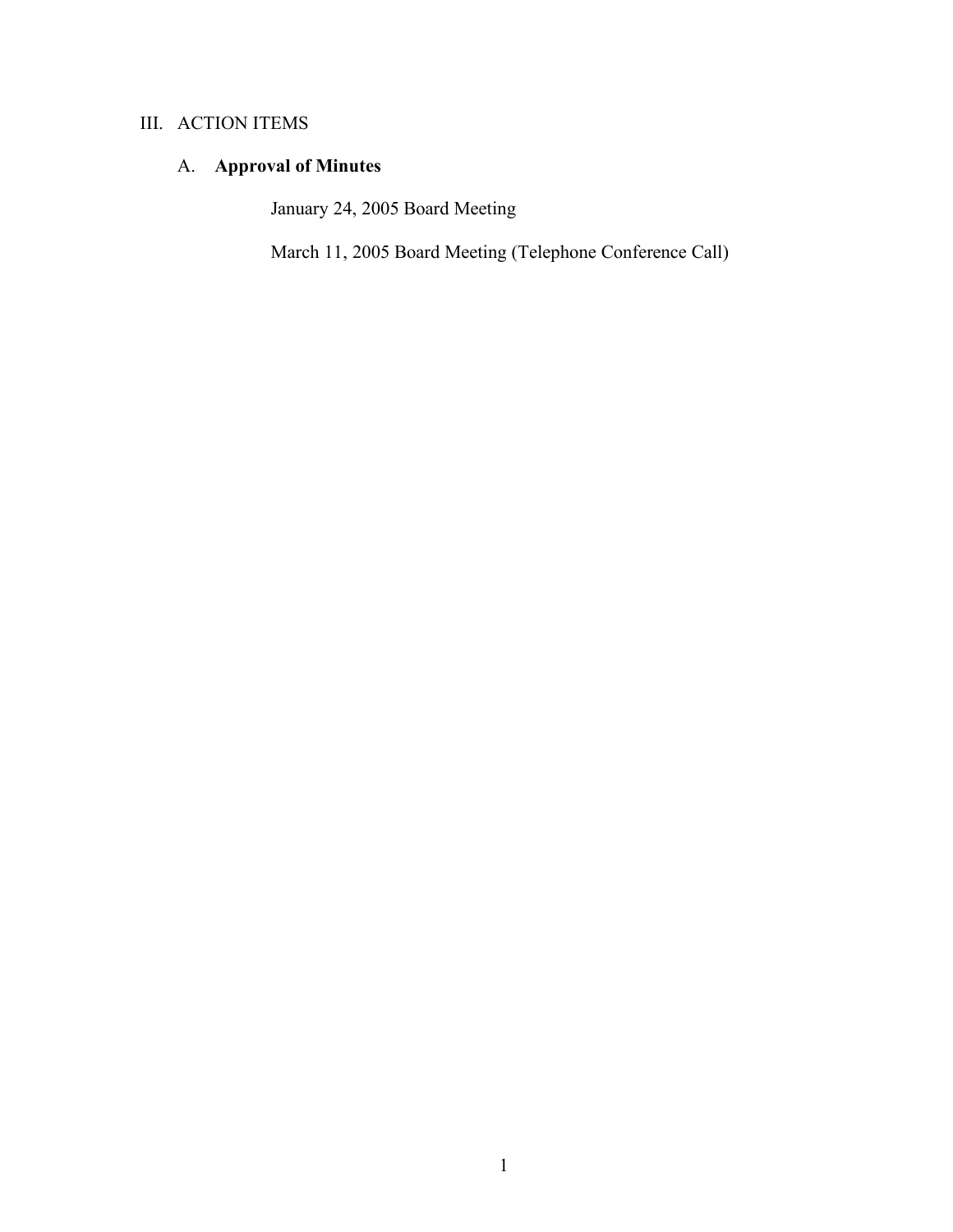## III. ACTION ITEMS

### A. **Approval of Minutes**

January 24, 2005 Board Meeting

March 11, 2005 Board Meeting (Telephone Conference Call)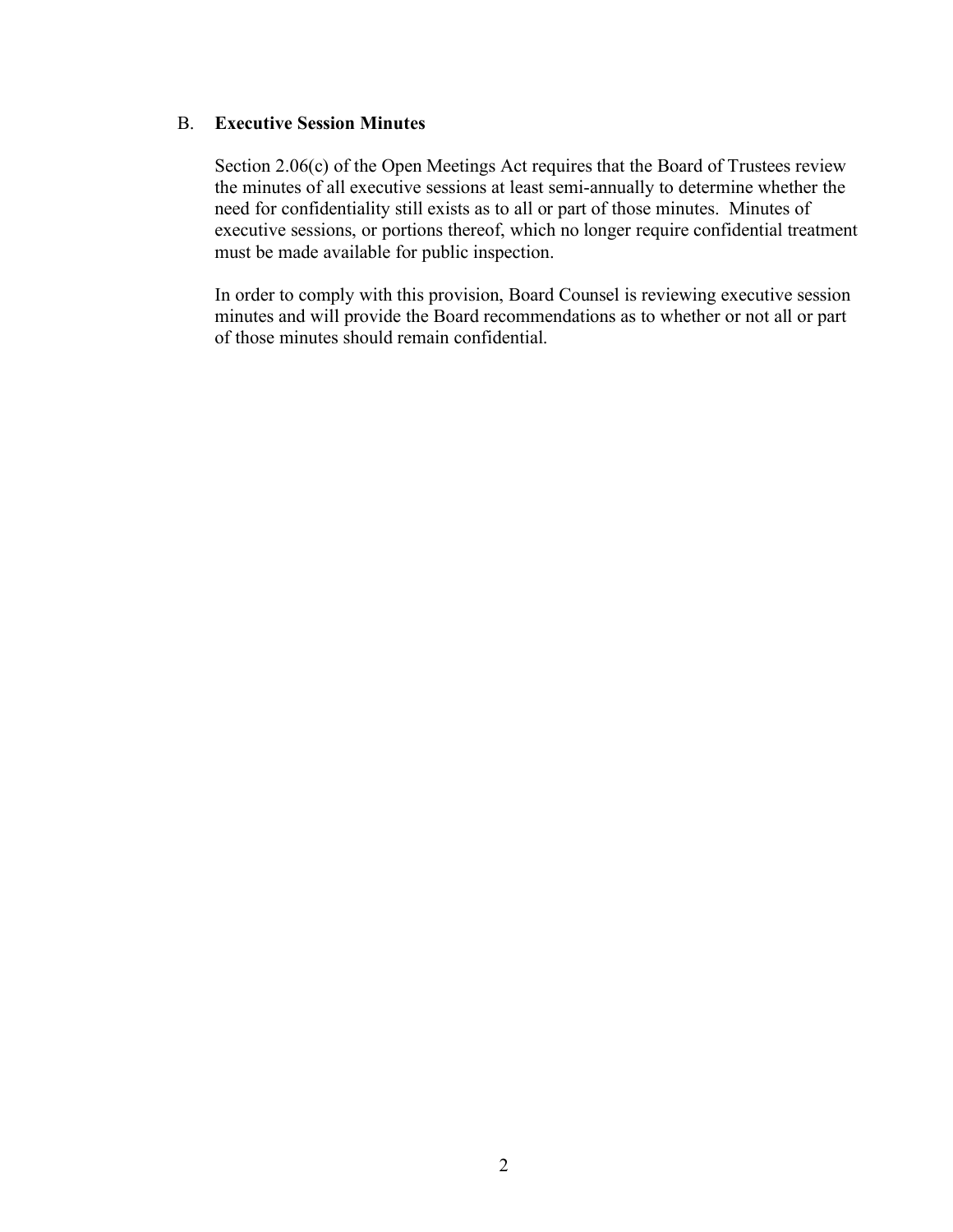B. **Executive Session Minutes**

Section 2.06(c) of the Open Meetings Act requires that the Board of Trustees review the minutes of all executive sessions at least semi-annually to determine whether the need for confidentiality still exists as to all or part of those minutes. Minutes of executive sessions, or portions thereof, which no longer require confidential treatment must be made available for public inspection.

In order to comply with this provision, Board Counsel is reviewing executive session minutes and will provide the Board recommendations as to whether or not all or part of those minutes should remain confidential.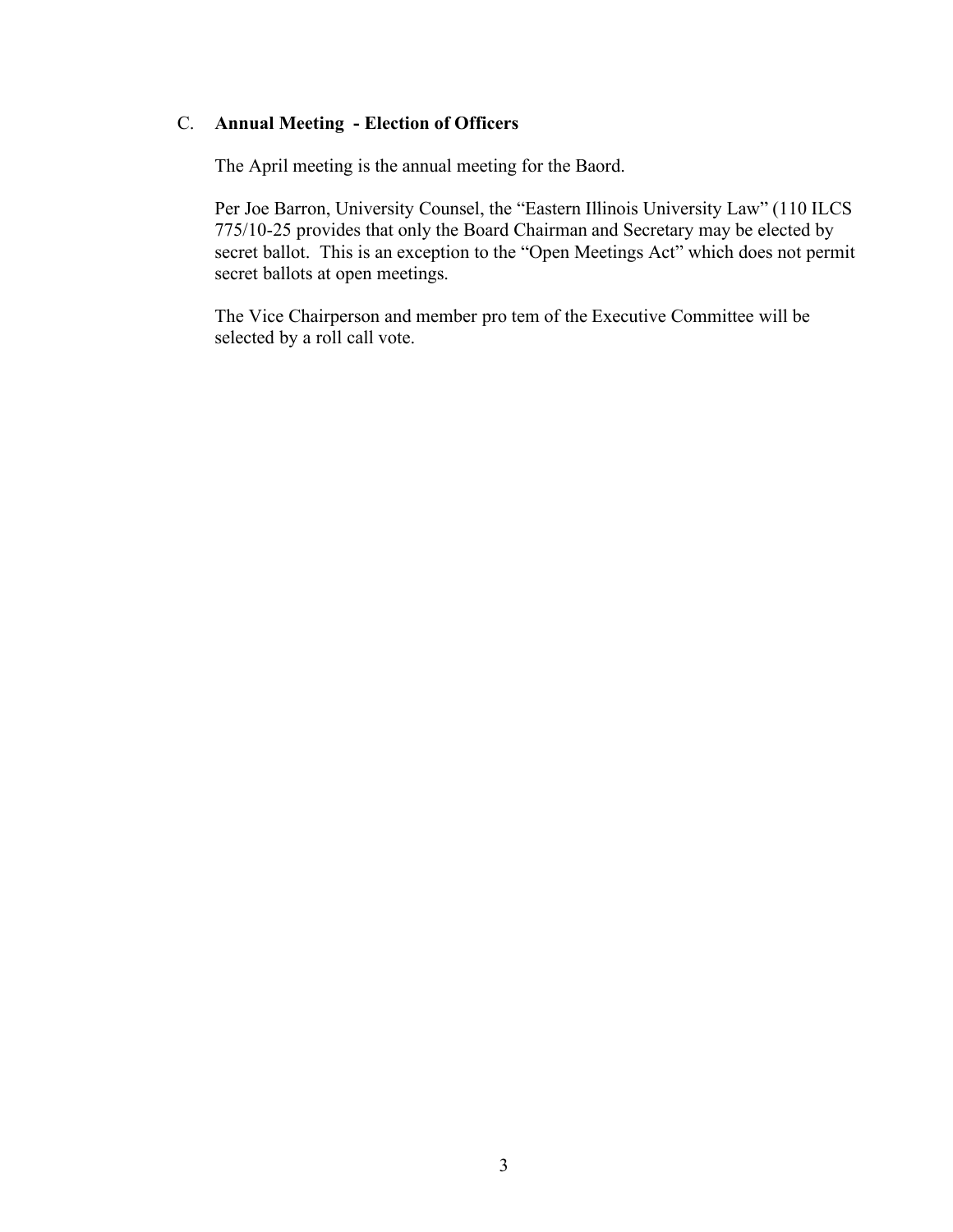C. **Annual Meeting - Election of Officers**

The April meeting is the annual meeting for the Baord.

Per Joe Barron, University Counsel, the "Eastern Illinois University Law" (110 ILCS 775/10-25 provides that only the Board Chairman and Secretary may be elected by secret ballot. This is an exception to the "Open Meetings Act" which does not permit secret ballots at open meetings.

The Vice Chairperson and member pro tem of the Executive Committee will be selected by a roll call vote.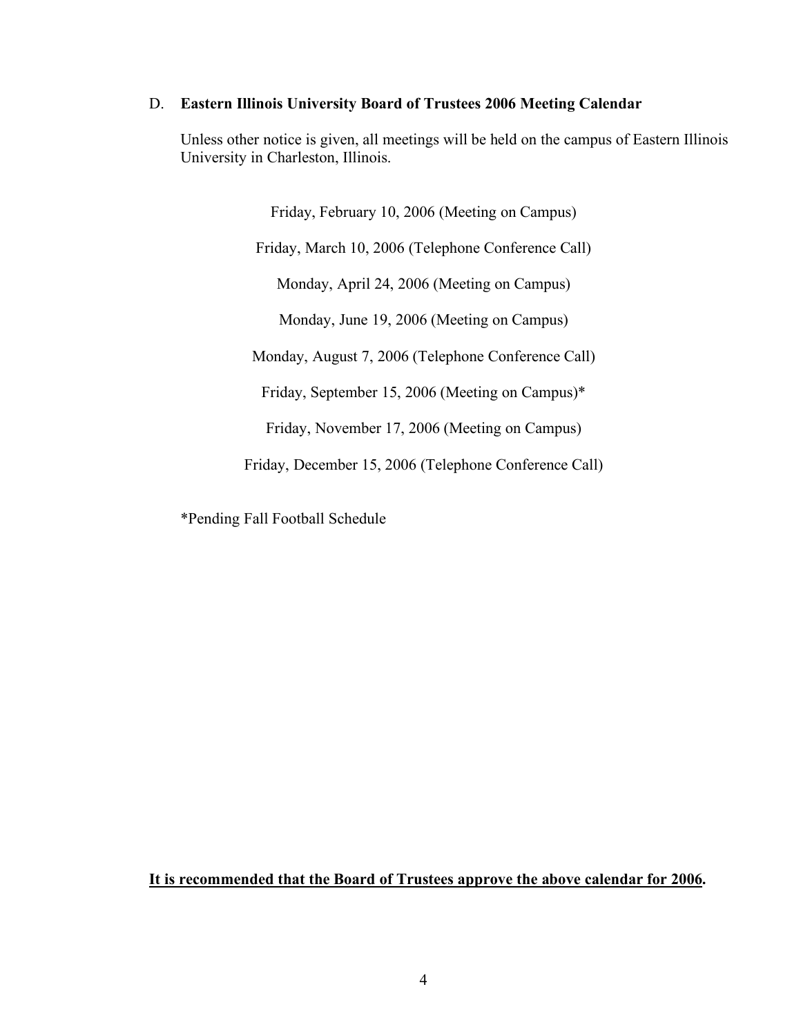D. **Eastern Illinois University Board of Trustees 2006 Meeting Calendar**

Unless other notice is given, all meetings will be held on the campus of Eastern Illinois University in Charleston, Illinois.

Friday, February 10, 2006 (Meeting on Campus)

Friday, March 10, 2006 (Telephone Conference Call)

Monday, April 24, 2006 (Meeting on Campus)

Monday, June 19, 2006 (Meeting on Campus)

Monday, August 7, 2006 (Telephone Conference Call)

Friday, September 15, 2006 (Meeting on Campus)*

Friday, November 17, 2006 (Meeting on Campus)

Friday, December 15, 2006 (Telephone Conference Call)

*Pending Fall Football Schedule

**It is recommended that the Board of Trustees approve the above calendar for 2006.**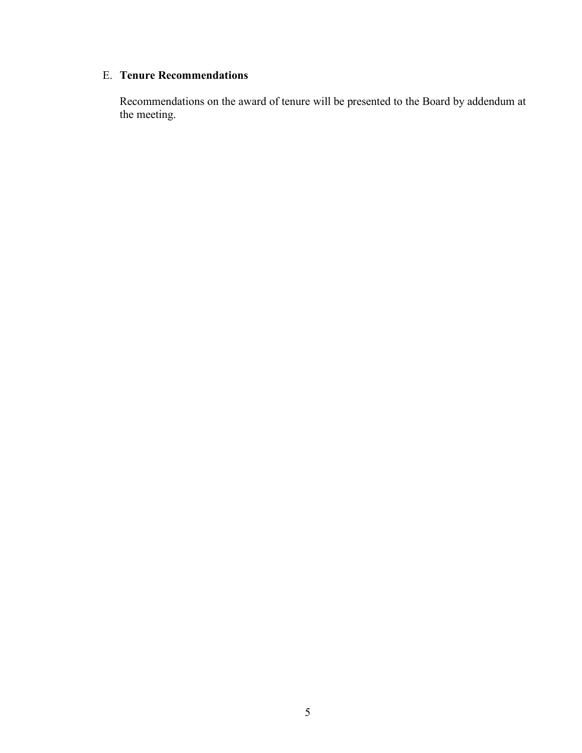E. **Tenure Recommendations**

Recommendations on the award of tenure will be presented to the Board by addendum at the meeting.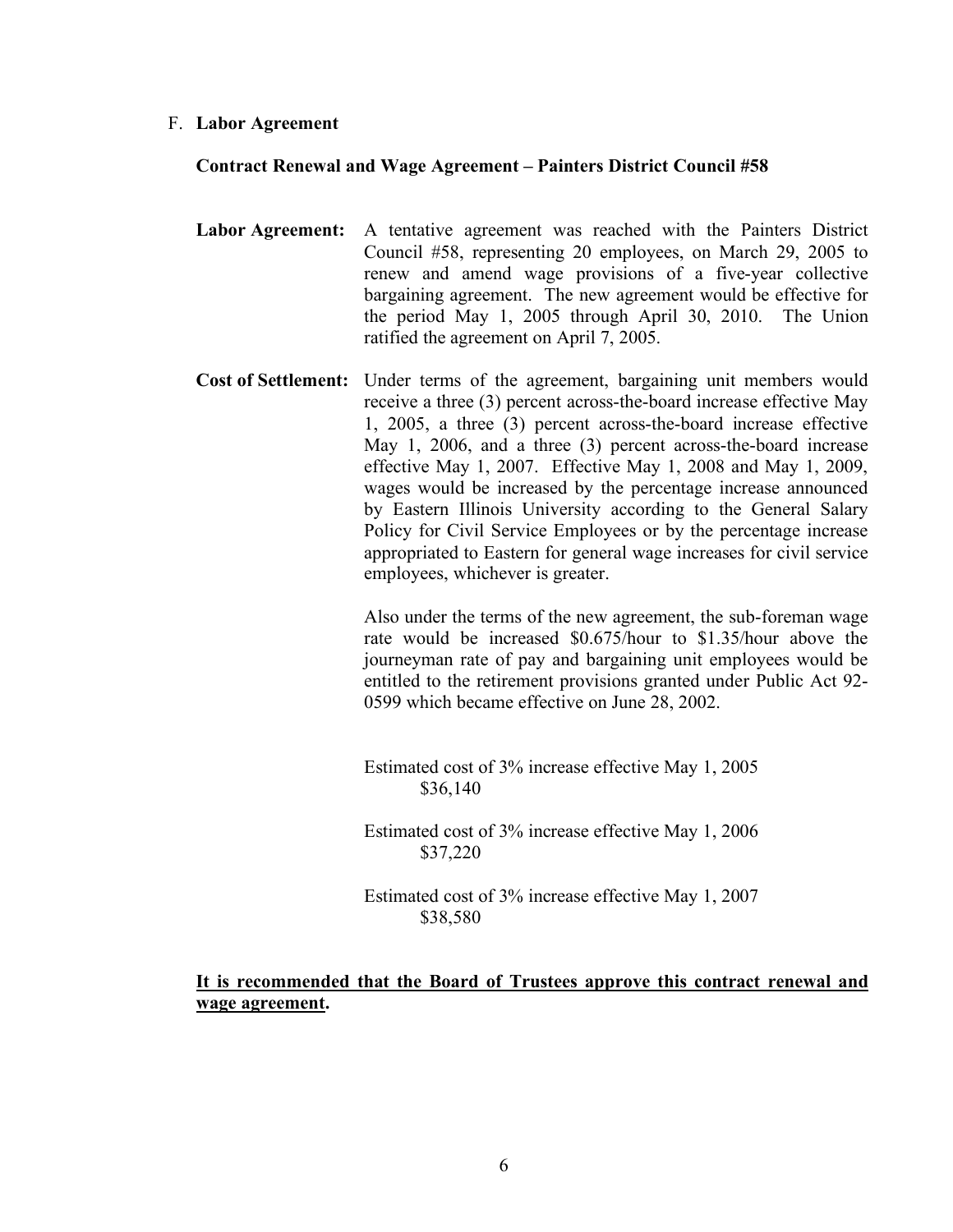F. **Labor Agreement**

**Contract Renewal and Wage Agreement – Painters District Council #58**

**Labor Agreement:** A tentative agreement was reached with the Painters District Council #58, representing 20 employees, on March 29, 2005 to renew and amend wage provisions of a five-year collective bargaining agreement. The new agreement would be effective for the period May 1, 2005 through April 30, 2010. The Union ratified the agreement on April 7, 2005.

**Cost of Settlement:** Under terms of the agreement, bargaining unit members would receive a three (3) percent across-the-board increase effective May 1, 2005, a three (3) percent across-the-board increase effective May 1, 2006, and a three (3) percent across-the-board increase effective May 1, 2007. Effective May 1, 2008 and May 1, 2009, wages would be increased by the percentage increase announced by Eastern Illinois University according to the General Salary Policy for Civil Service Employees or by the percentage increase appropriated to Eastern for general wage increases for civil service employees, whichever is greater.

Also under the terms of the new agreement, the sub-foreman wage rate would be increased $0.675/hour to $1.35/hour above the journeyman rate of pay and bargaining unit employees would be entitled to the retirement provisions granted under Public Act 92-0599 which became effective on June 28, 2002.

Estimated cost of 3% increase effective May 1, 2005
$36,140

Estimated cost of 3% increase effective May 1, 2006
$37,220

Estimated cost of 3% increase effective May 1, 2007
$38,580

**<u>It is recommended that the Board of Trustees approve this contract renewal and wage agreement</u>.**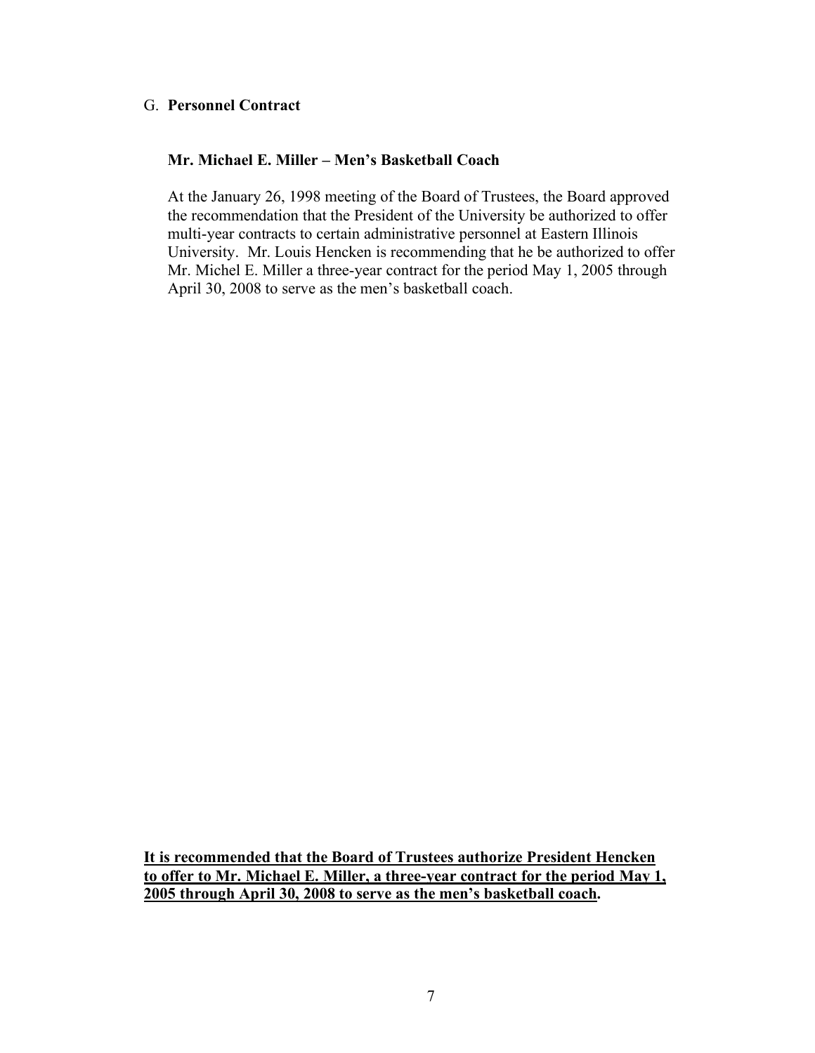G. **Personnel Contract**

**Mr. Michael E. Miller – Men's Basketball Coach**

At the January 26, 1998 meeting of the Board of Trustees, the Board approved the recommendation that the President of the University be authorized to offer multi-year contracts to certain administrative personnel at Eastern Illinois University. Mr. Louis Hencken is recommending that he be authorized to offer Mr. Michel E. Miller a three-year contract for the period May 1, 2005 through April 30, 2008 to serve as the men's basketball coach.

**It is recommended that the Board of Trustees authorize President Hencken to offer to Mr. Michael E. Miller, a three-year contract for the period May 1, 2005 through April 30, 2008 to serve as the men's basketball coach.**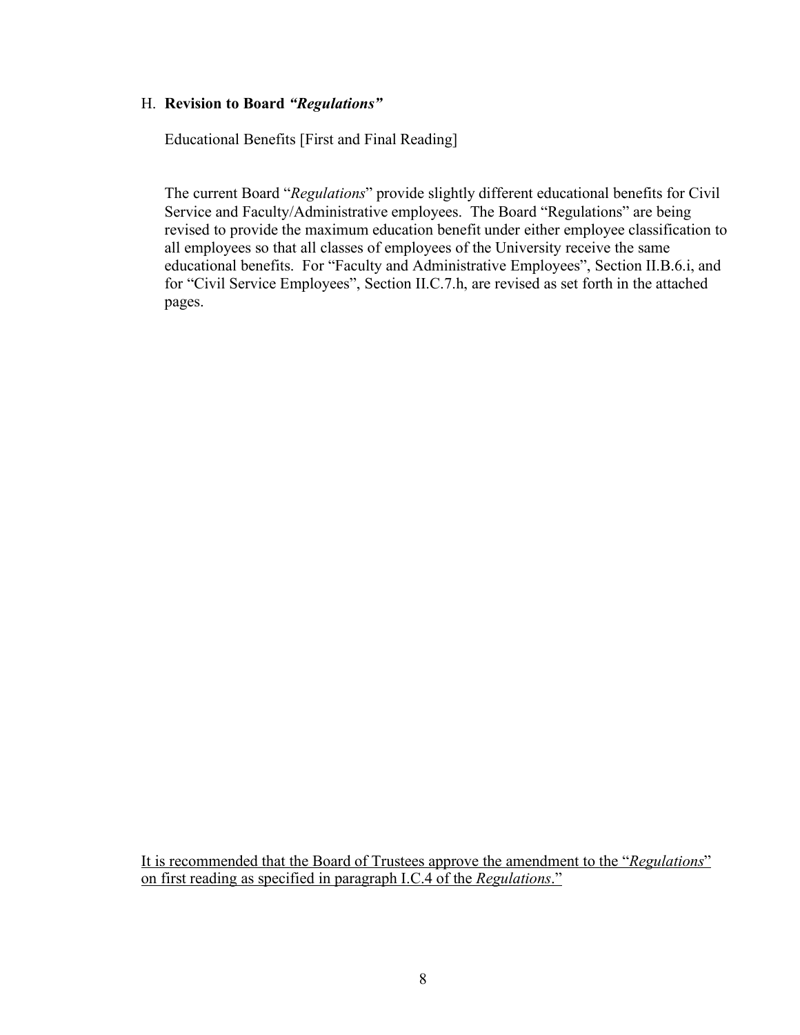H. **Revision to Board *"Regulations"***

Educational Benefits [First and Final Reading]

The current Board "*Regulations*" provide slightly different educational benefits for Civil Service and Faculty/Administrative employees. The Board "Regulations" are being revised to provide the maximum education benefit under either employee classification to all employees so that all classes of employees of the University receive the same educational benefits. For "Faculty and Administrative Employees", Section II.B.6.i, and for "Civil Service Employees", Section II.C.7.h, are revised as set forth in the attached pages.

<u>It is recommended that the Board of Trustees approve the amendment to the "*Regulations*" on first reading as specified in paragraph I.C.4 of the *Regulations*."</u>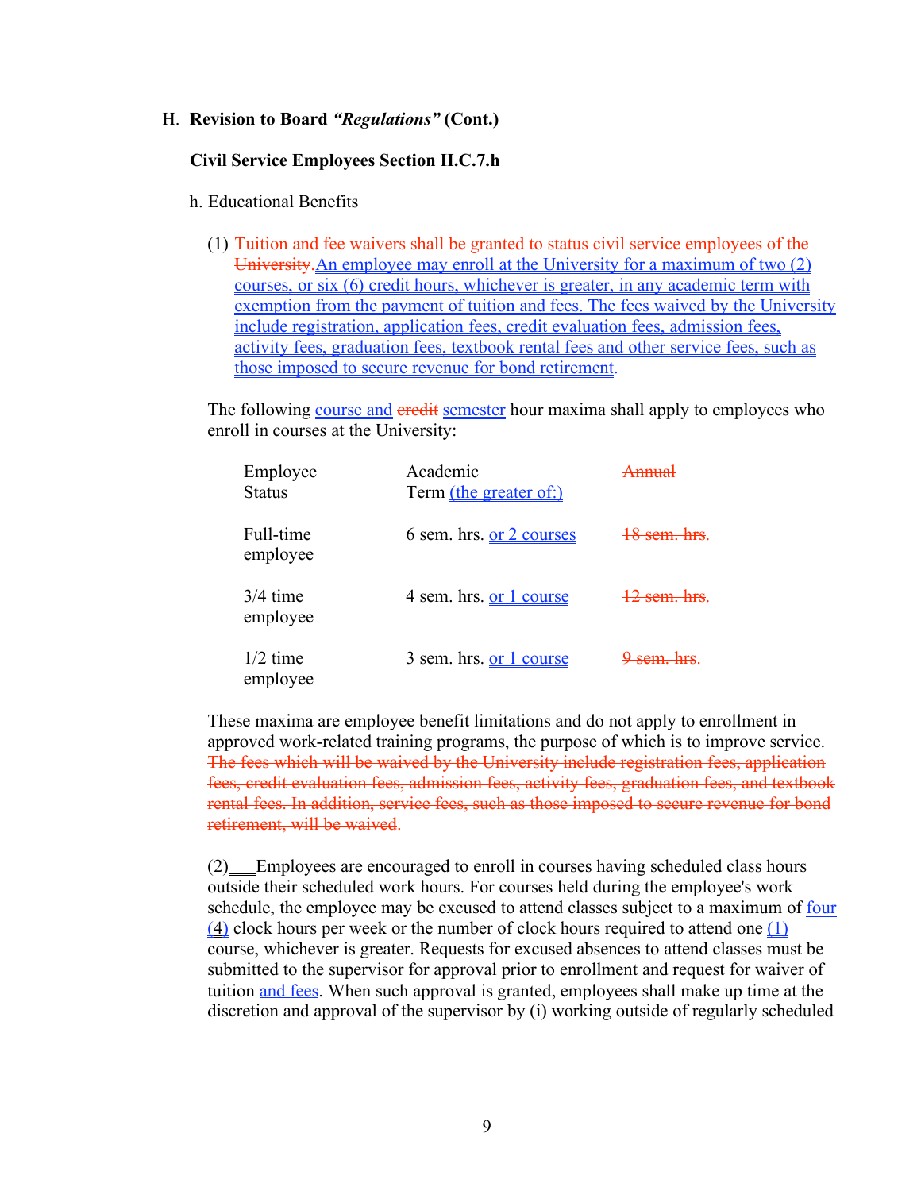H. **Revision to Board *"Regulations"* (Cont.)**

**Civil Service Employees Section II.C.7.h**

h. Educational Benefits

(1) ~~Tuition and fee waivers shall be granted to status civil service employees of the University~~.<u>An employee may enroll at the University for a maximum of two (2) courses, or six (6) credit hours, whichever is greater, in any academic term with exemption from the payment of tuition and fees. The fees waived by the University include registration, application fees, credit evaluation fees, admission fees, activity fees, graduation fees, textbook rental fees and other service fees, such as those imposed to secure revenue for bond retirement</u>.

The following <u>course and</u> ~~credit~~ <u>semester</u> hour maxima shall apply to employees who enroll in courses at the University:

| Employee Status | Academic Term <u>(the greater of:)</u> | ~~Annual~~ |
|---|---|---|
| Full-time employee | 6 sem. hrs. <u>or 2 courses</u> | ~~18 sem. hrs.~~ |
| 3/4 time employee | 4 sem. hrs. <u>or 1 course</u> | ~~12 sem. hrs.~~ |
| 1/2 time employee | 3 sem. hrs. <u>or 1 course</u> | ~~9 sem. hrs.~~ |

These maxima are employee benefit limitations and do not apply to enrollment in approved work-related training programs, the purpose of which is to improve service. ~~The fees which will be waived by the University include registration fees, application fees, credit evaluation fees, admission fees, activity fees, graduation fees, and textbook rental fees. In addition, service fees, such as those imposed to secure revenue for bond retirement, will be waived.~~

(2) Employees are encouraged to enroll in courses having scheduled class hours outside their scheduled work hours. For courses held during the employee's work schedule, the employee may be excused to attend classes subject to a maximum of <u>four (4)</u> clock hours per week or the number of clock hours required to attend one <u>(1)</u> course, whichever is greater. Requests for excused absences to attend classes must be submitted to the supervisor for approval prior to enrollment and request for waiver of tuition <u>and fees</u>. When such approval is granted, employees shall make up time at the discretion and approval of the supervisor by (i) working outside of regularly scheduled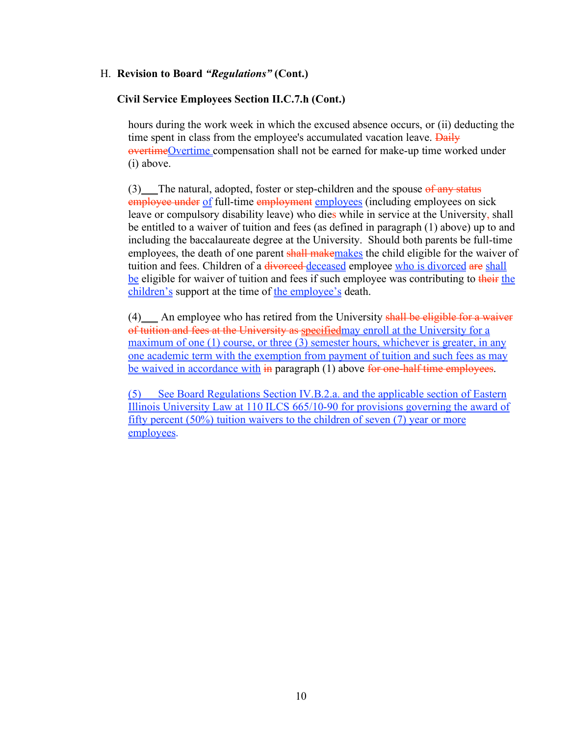H. **Revision to Board *"Regulations"* (Cont.)**

**Civil Service Employees Section II.C.7.h (Cont.)**

hours during the work week in which the excused absence occurs, or (ii) deducting the time spent in class from the employee's accumulated vacation leave. ~~Daily overtime~~Overtime compensation shall not be earned for make-up time worked under (i) above.

(3) The natural, adopted, foster or step-children and the spouse ~~of any status employee under~~ of full-time ~~employment~~ employees (including employees on sick leave or compulsory disability leave) who dies while in service at the University, shall be entitled to a waiver of tuition and fees (as defined in paragraph (1) above) up to and including the baccalaureate degree at the University. Should both parents be full-time employees, the death of one parent ~~shall make~~makes the child eligible for the waiver of tuition and fees. Children of a ~~divorced~~ deceased employee who is divorced ~~are~~ shall be eligible for waiver of tuition and fees if such employee was contributing to ~~their~~ the children's support at the time of the employee's death.

(4) An employee who has retired from the University ~~shall be eligible for a waiver of tuition and fees at the University as specified~~may enroll at the University for a maximum of one (1) course, or three (3) semester hours, whichever is greater, in any one academic term with the exemption from payment of tuition and such fees as may be waived in accordance with ~~in~~ paragraph (1) above ~~for one-half time employees~~.

(5) See Board Regulations Section IV.B.2.a. and the applicable section of Eastern Illinois University Law at 110 ILCS 665/10-90 for provisions governing the award of fifty percent (50%) tuition waivers to the children of seven (7) year or more employees.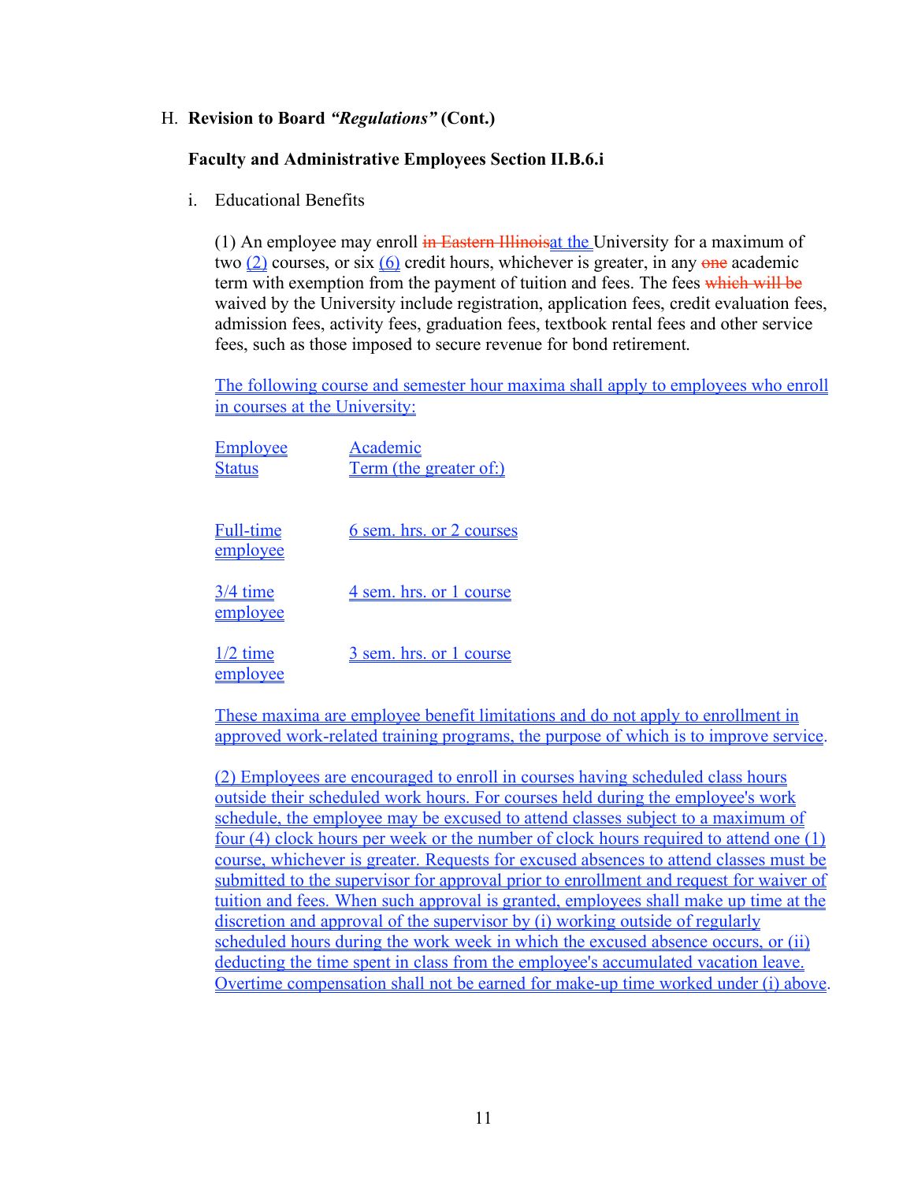H. **Revision to Board *"Regulations"* (Cont.)**

**Faculty and Administrative Employees Section II.B.6.i**

i. Educational Benefits

(1) An employee may enroll ~~in Eastern Illinois~~at the University for a maximum of two (2) courses, or six (6) credit hours, whichever is greater, in any ~~one~~ academic term with exemption from the payment of tuition and fees. The fees ~~which will be~~ waived by the University include registration, application fees, credit evaluation fees, admission fees, activity fees, graduation fees, textbook rental fees and other service fees, such as those imposed to secure revenue for bond retirement.

The following course and semester hour maxima shall apply to employees who enroll in courses at the University:

| Employee Status | Academic Term (the greater of:) |
|---|---|
| Full-time employee | 6 sem. hrs. or 2 courses |
| 3/4 time employee | 4 sem. hrs. or 1 course |
| 1/2 time employee | 3 sem. hrs. or 1 course |

These maxima are employee benefit limitations and do not apply to enrollment in approved work-related training programs, the purpose of which is to improve service.

(2) Employees are encouraged to enroll in courses having scheduled class hours outside their scheduled work hours. For courses held during the employee's work schedule, the employee may be excused to attend classes subject to a maximum of four (4) clock hours per week or the number of clock hours required to attend one (1) course, whichever is greater. Requests for excused absences to attend classes must be submitted to the supervisor for approval prior to enrollment and request for waiver of tuition and fees. When such approval is granted, employees shall make up time at the discretion and approval of the supervisor by (i) working outside of regularly scheduled hours during the work week in which the excused absence occurs, or (ii) deducting the time spent in class from the employee's accumulated vacation leave. Overtime compensation shall not be earned for make-up time worked under (i) above.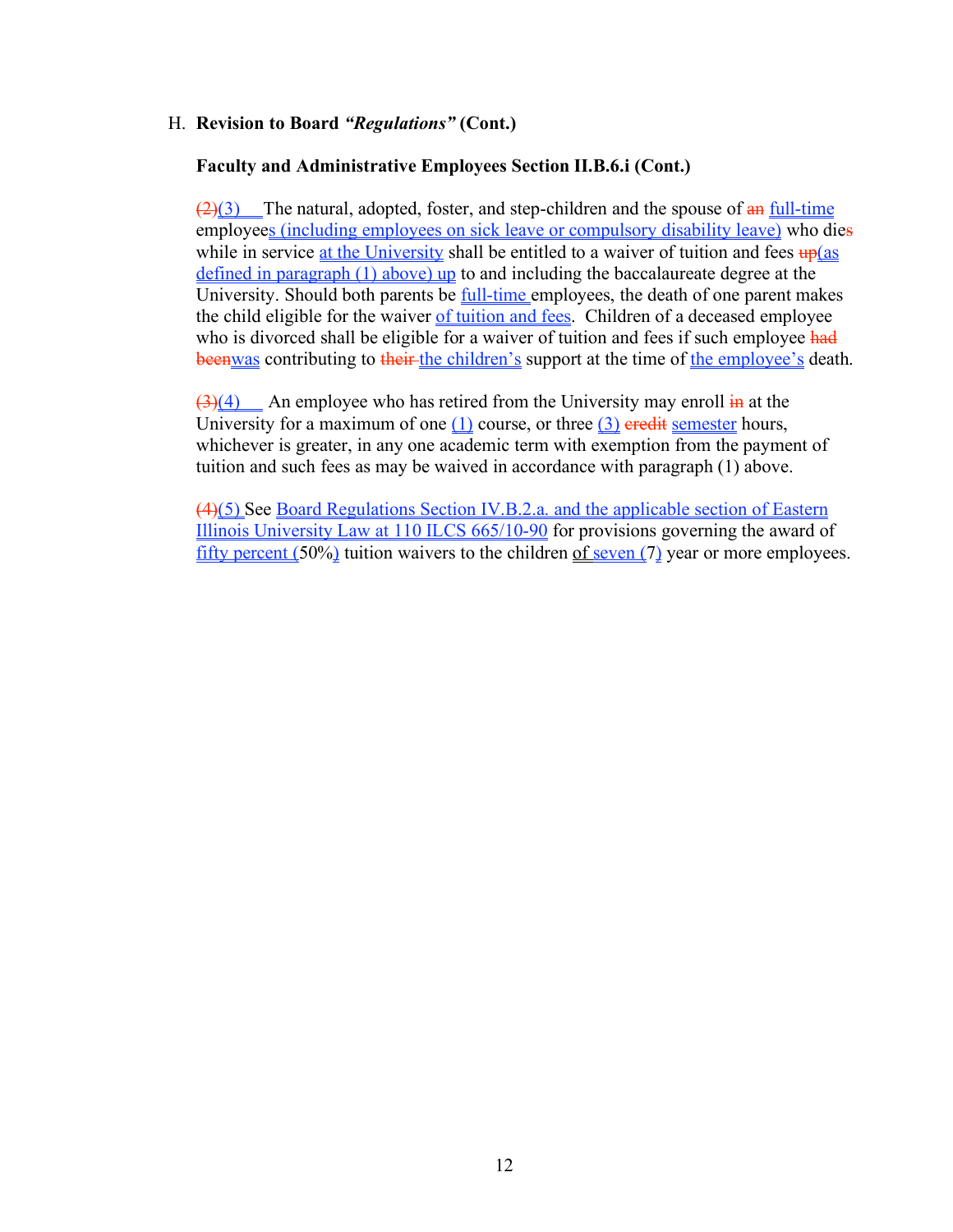H. **Revision to Board *"Regulations"* (Cont.)**

**Faculty and Administrative Employees Section II.B.6.i (Cont.)**

~~(2)~~(3) The natural, adopted, foster, and step-children and the spouse of ~~an~~ full-time employees (including employees on sick leave or compulsory disability leave) who die~~s~~ while in service at the University shall be entitled to a waiver of tuition and fees ~~up~~(as defined in paragraph (1) above) up to and including the baccalaureate degree at the University. Should both parents be full-time employees, the death of one parent makes the child eligible for the waiver of tuition and fees. Children of a deceased employee who is divorced shall be eligible for a waiver of tuition and fees if such employee ~~had been~~was contributing to ~~their~~ the children's support at the time of the employee's death.

~~(3)~~(4) An employee who has retired from the University may enroll ~~in~~ at the University for a maximum of one (1) course, or three (3) ~~credit~~ semester hours, whichever is greater, in any one academic term with exemption from the payment of tuition and such fees as may be waived in accordance with paragraph (1) above.

~~(4)~~(5) See Board Regulations Section IV.B.2.a. and the applicable section of Eastern Illinois University Law at 110 ILCS 665/10-90 for provisions governing the award of fifty percent (50%) tuition waivers to the children of seven (7) year or more employees.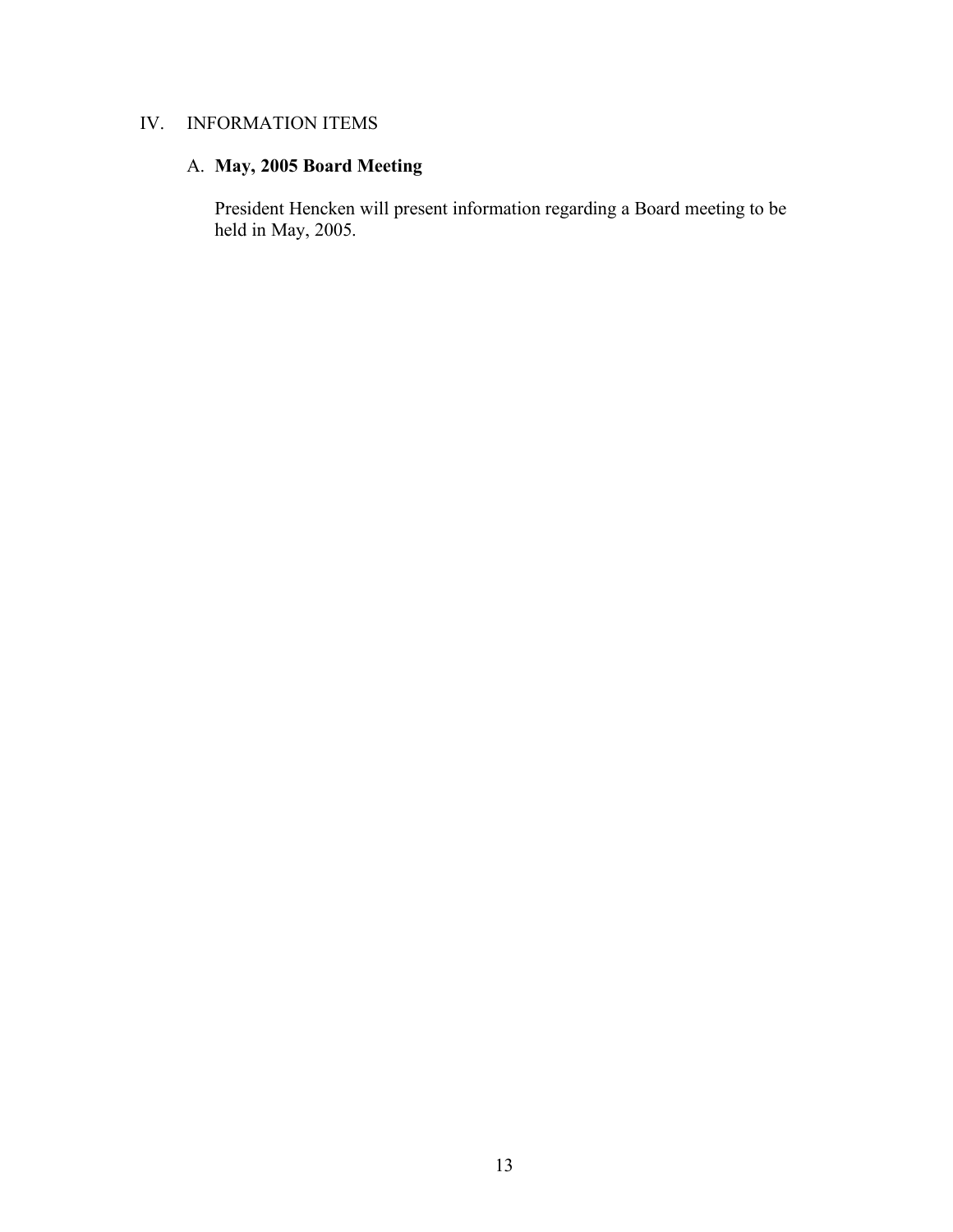IV. INFORMATION ITEMS

A. **May, 2005 Board Meeting**

President Hencken will present information regarding a Board meeting to be held in May, 2005.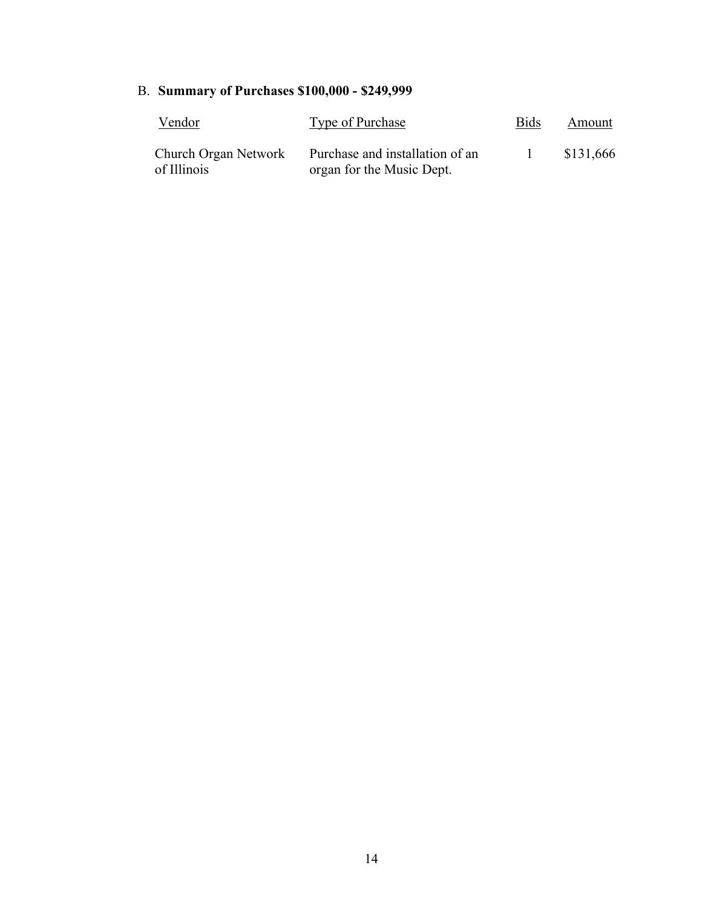B. **Summary of Purchases $100,000 - $249,999**

| Vendor | Type of Purchase | Bids | Amount |
|---|---|---|---|
| Church Organ Network of Illinois | Purchase and installation of an organ for the Music Dept. | 1 | $131,666 |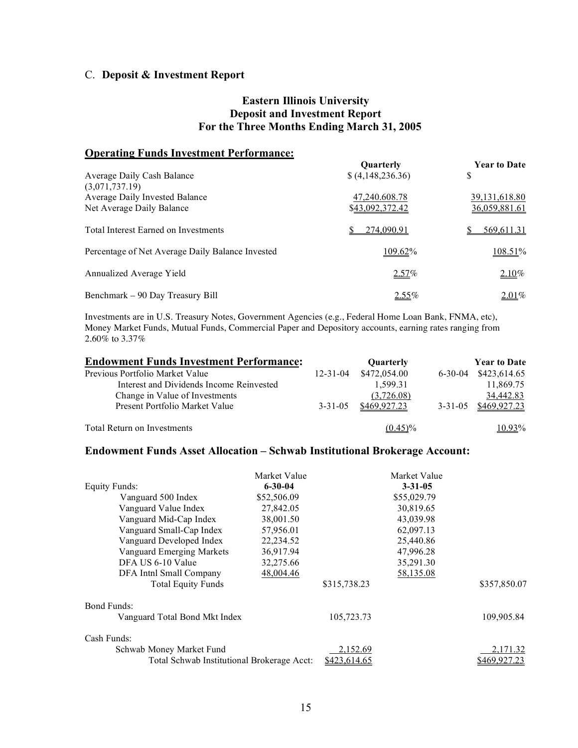C. **Deposit & Investment Report**

## Eastern Illinois University
## Deposit and Investment Report
## For the Three Months Ending March 31, 2005

### Operating Funds Investment Performance:

| | Quarterly | Year to Date |
|---|---|---|
| Average Daily Cash Balance | $ (4,148,236.36) | $ (3,071,737.19) |
| Average Daily Invested Balance | 47,240,608.78 | 39,131,618.80 |
| Net Average Daily Balance | $43,092,372.42 | 36,059,881.61 |
| Total Interest Earned on Investments | $ 274,090.91 | $ 569,611.31 |
| Percentage of Net Average Daily Balance Invested | 109.62% | 108.51% |
| Annualized Average Yield | 2.57% | 2.10% |
| Benchmark – 90 Day Treasury Bill | 2.55% | 2.01% |

Investments are in U.S. Treasury Notes, Government Agencies (e.g., Federal Home Loan Bank, FNMA, etc), Money Market Funds, Mutual Funds, Commercial Paper and Depository accounts, earning rates ranging from 2.60% to 3.37%

### Endowment Funds Investment Performance:

| | | Quarterly | | Year to Date |
|---|---|---|---|---|
| Previous Portfolio Market Value | 12-31-04 | $472,054.00 | 6-30-04 | $423,614.65 |
| Interest and Dividends Income Reinvested | | 1,599.31 | | 11,869.75 |
| Change in Value of Investments | | (3,726.08) | | 34,442.83 |
| Present Portfolio Market Value | 3-31-05 | $469,927.23 | 3-31-05 | $469,927.23 |
| Total Return on Investments | | (0.45)% | | 10.93% |

### Endowment Funds Asset Allocation – Schwab Institutional Brokerage Account:

| | Market Value 6-30-04 | | Market Value 3-31-05 | |
|---|---|---|---|---|
| **Equity Funds:** | | | | |
| Vanguard 500 Index | $52,506.09 | | $55,029.79 | |
| Vanguard Value Index | 27,842.05 | | 30,819.65 | |
| Vanguard Mid-Cap Index | 38,001.50 | | 43,039.98 | |
| Vanguard Small-Cap Index | 57,956.01 | | 62,097.13 | |
| Vanguard Developed Index | 22,234.52 | | 25,440.86 | |
| Vanguard Emerging Markets | 36,917.94 | | 47,996.28 | |
| DFA US 6-10 Value | 32,275.66 | | 35,291.30 | |
| DFA Intnl Small Company | 48,004.46 | | 58,135.08 | |
| Total Equity Funds | | $315,738.23 | | $357,850.07 |
| **Bond Funds:** | | | | |
| Vanguard Total Bond Mkt Index | | 105,723.73 | | 109,905.84 |
| **Cash Funds:** | | | | |
| Schwab Money Market Fund | | 2,152.69 | | 2,171.32 |
| Total Schwab Institutional Brokerage Acct: | | $423,614.65 | | $469,927.23 |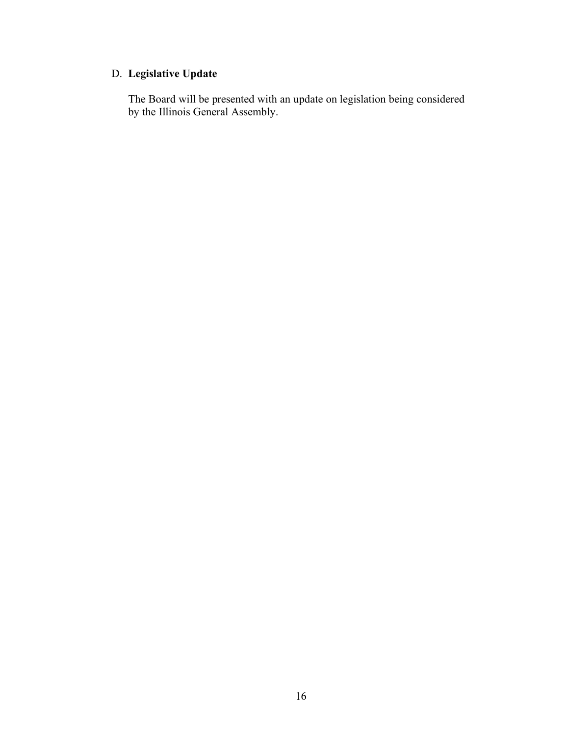D. **Legislative Update**

The Board will be presented with an update on legislation being considered by the Illinois General Assembly.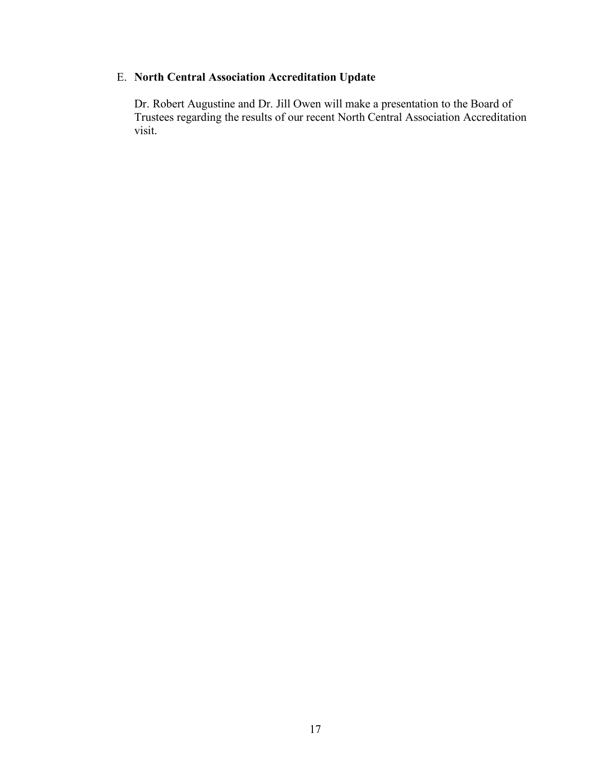E. **North Central Association Accreditation Update**

Dr. Robert Augustine and Dr. Jill Owen will make a presentation to the Board of Trustees regarding the results of our recent North Central Association Accreditation visit.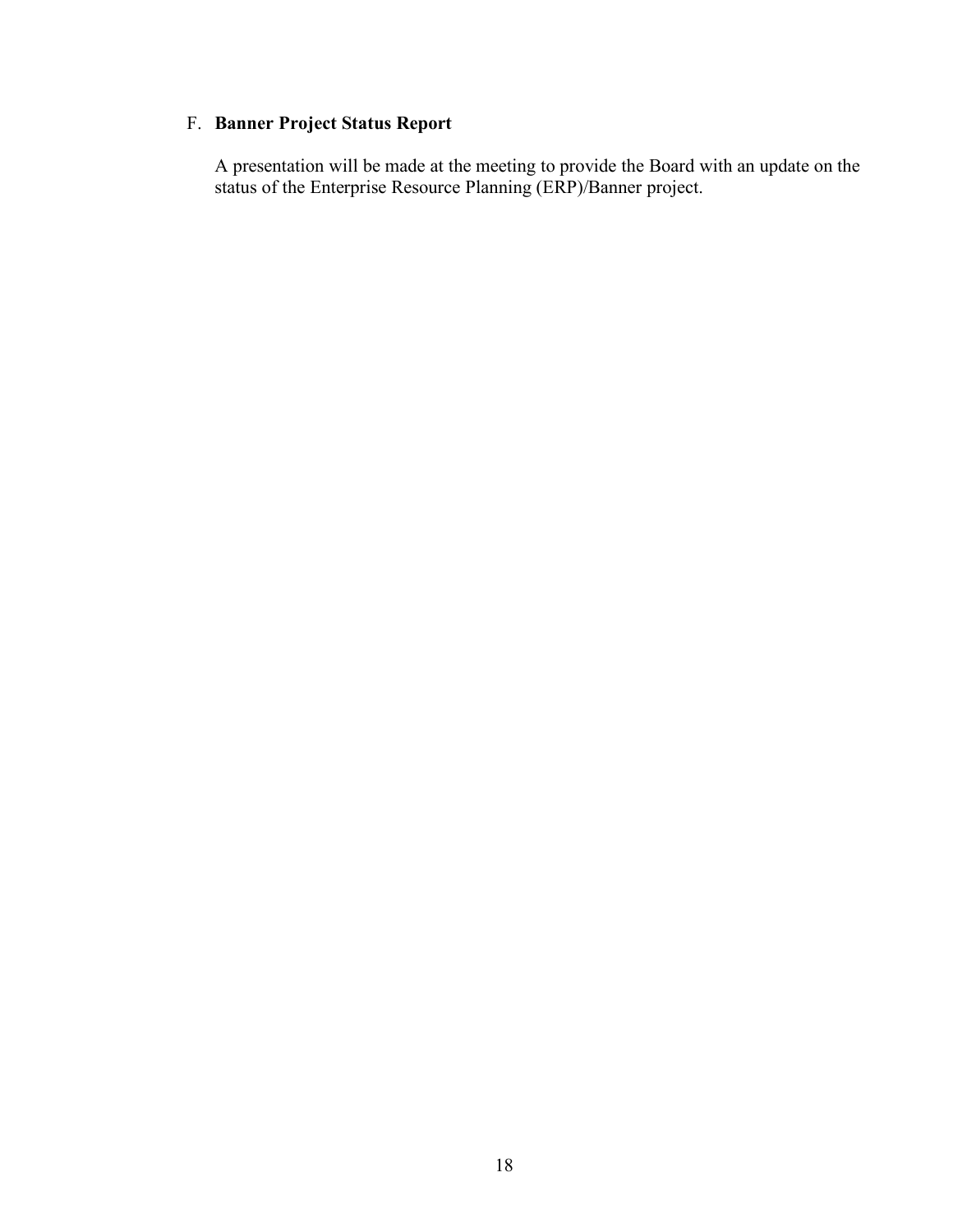F. **Banner Project Status Report**

A presentation will be made at the meeting to provide the Board with an update on the status of the Enterprise Resource Planning (ERP)/Banner project.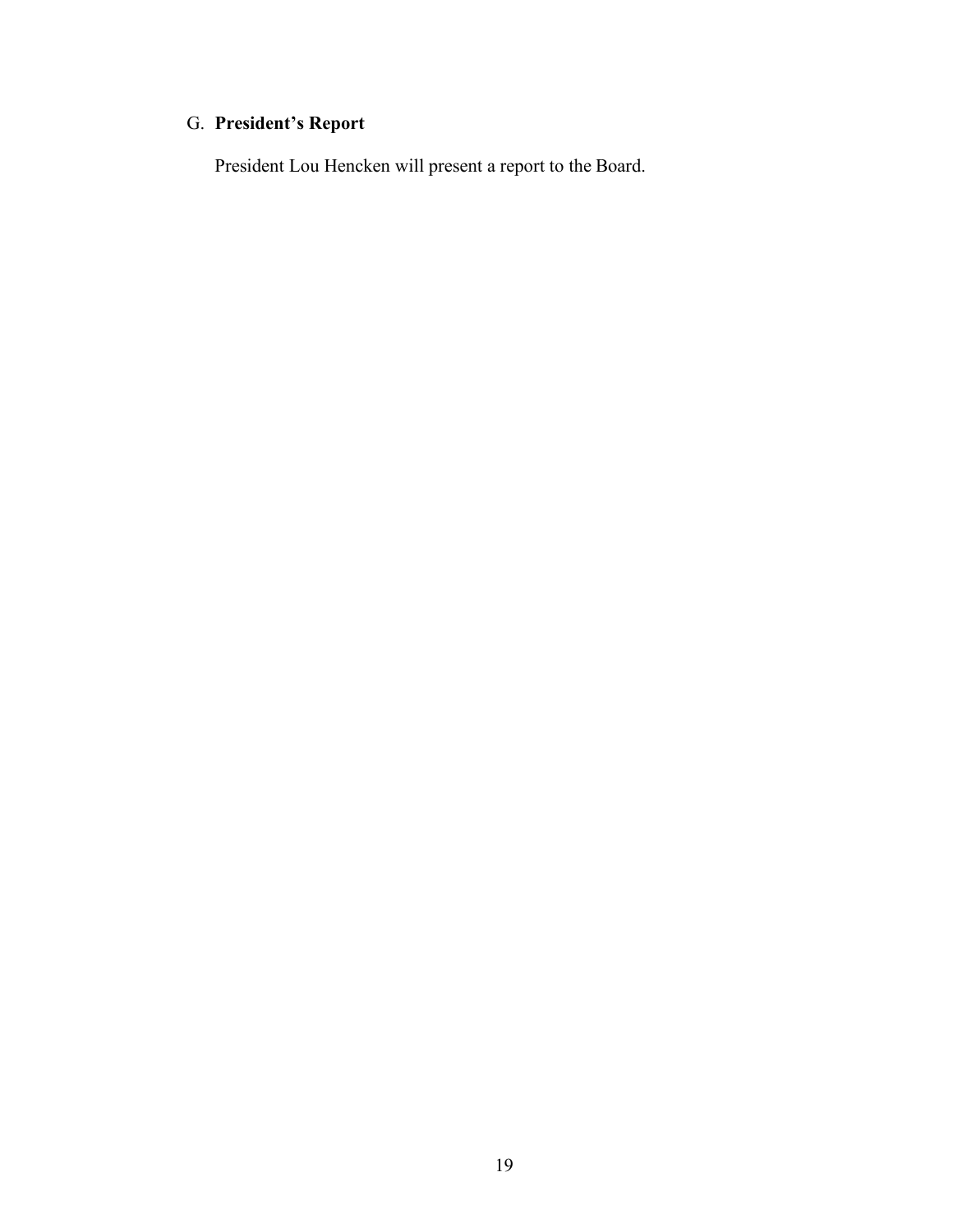G. **President's Report**

President Lou Hencken will present a report to the Board.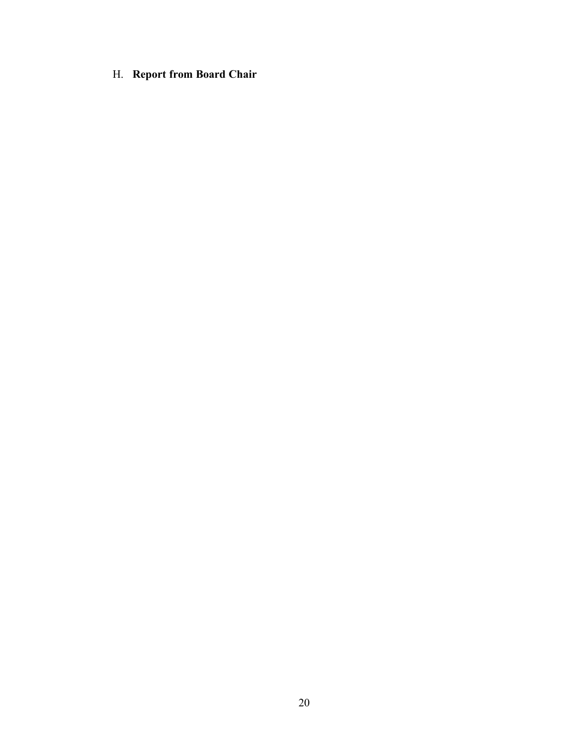H. **Report from Board Chair**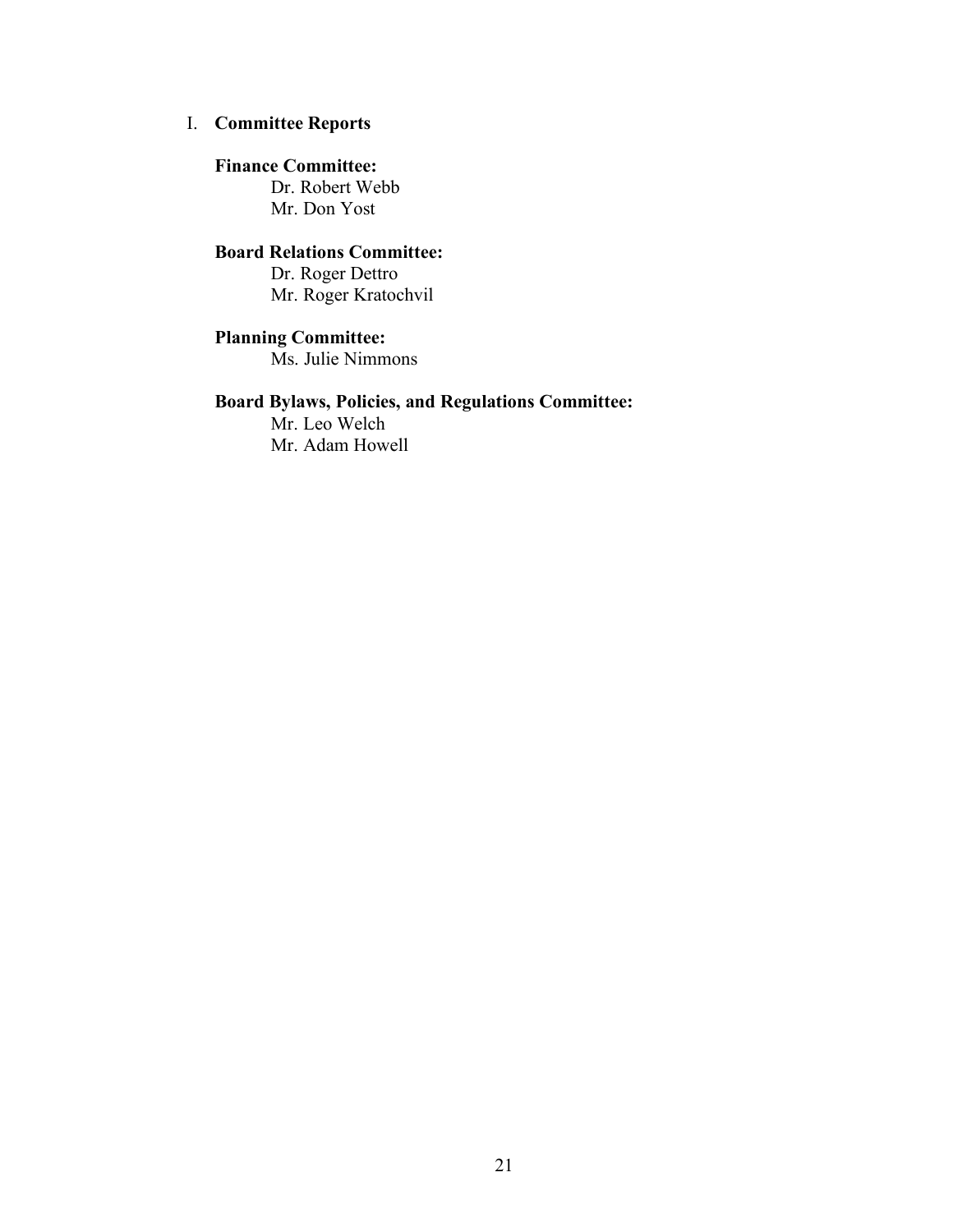## I. Committee Reports

**Finance Committee:**

Dr. Robert Webb
Mr. Don Yost

**Board Relations Committee:**

Dr. Roger Dettro
Mr. Roger Kratochvil

**Planning Committee:**

Ms. Julie Nimmons

**Board Bylaws, Policies, and Regulations Committee:**

Mr. Leo Welch
Mr. Adam Howell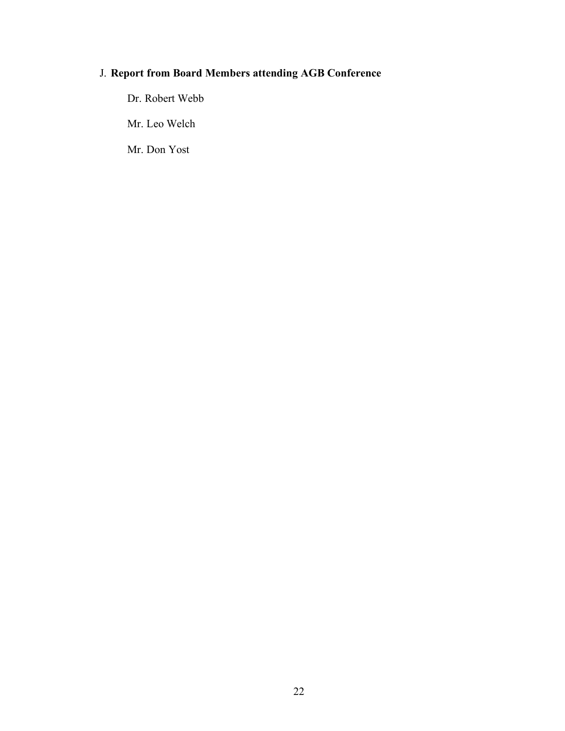J. **Report from Board Members attending AGB Conference**

Dr. Robert Webb

Mr. Leo Welch

Mr. Don Yost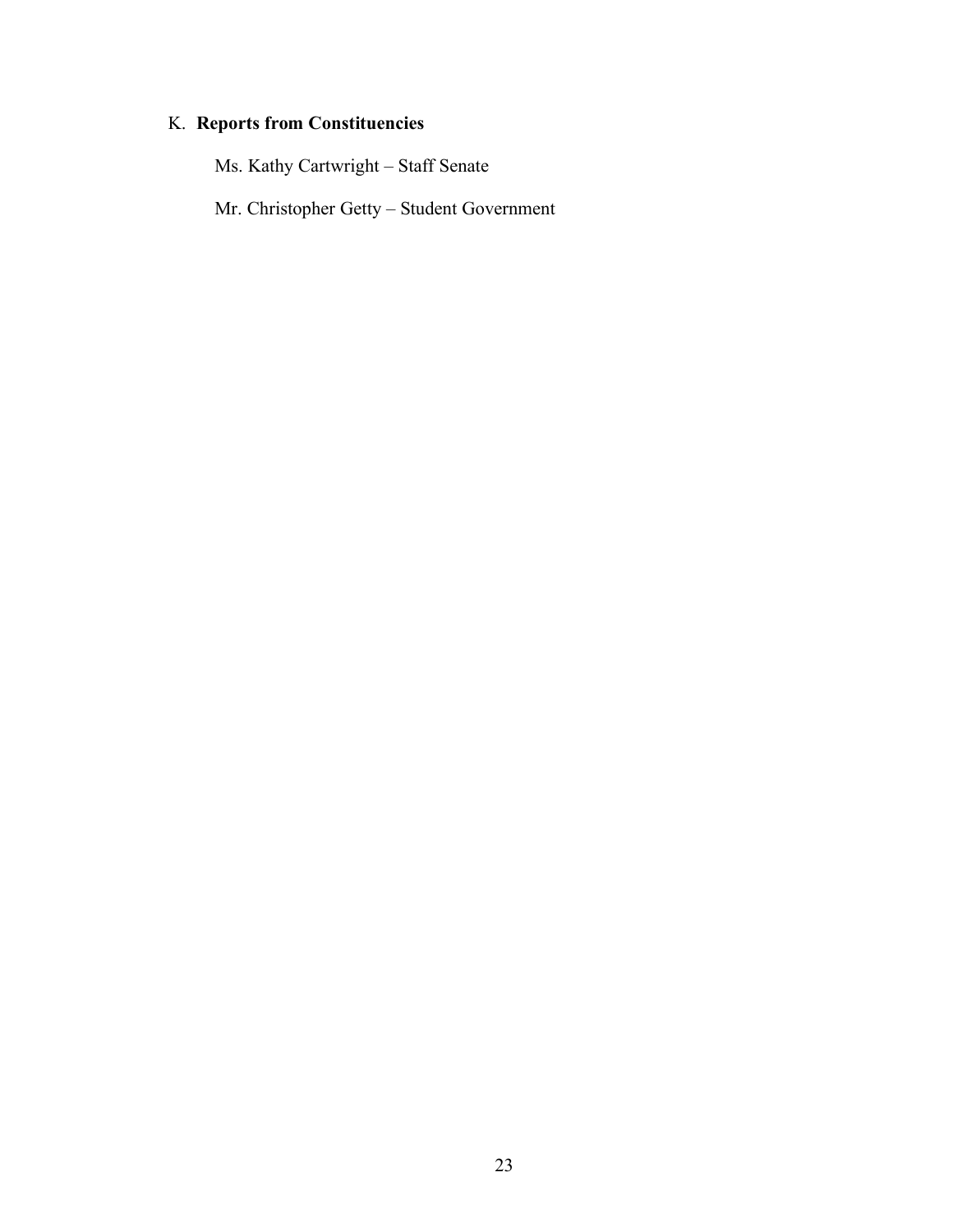K. **Reports from Constituencies**

Ms. Kathy Cartwright – Staff Senate

Mr. Christopher Getty – Student Government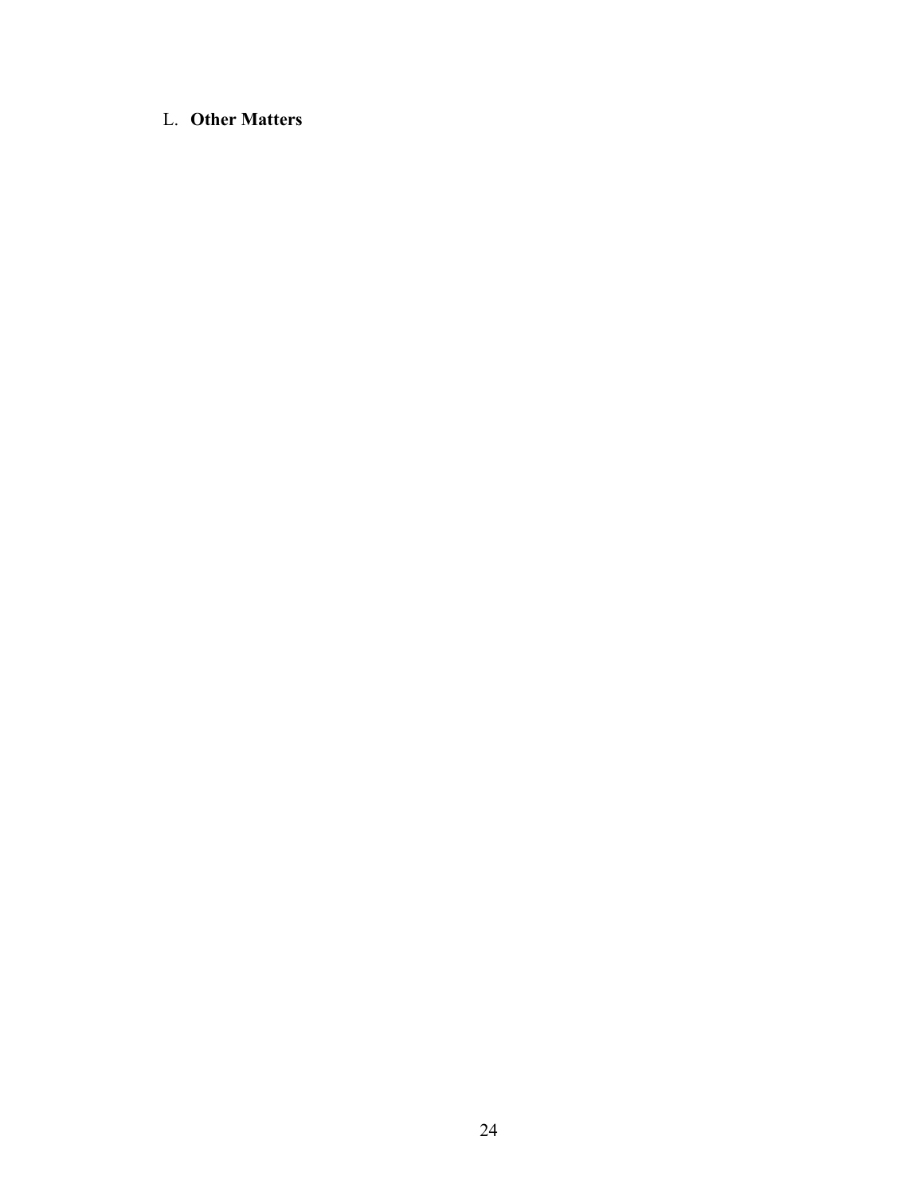L. **Other Matters**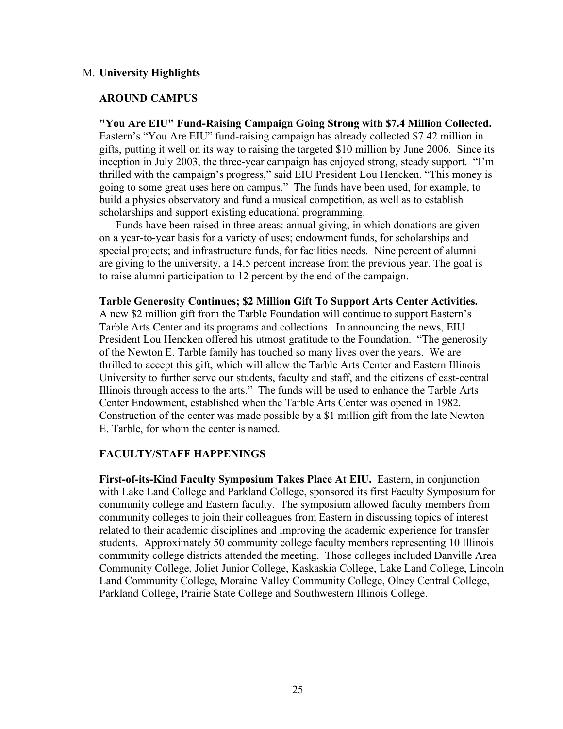## M. **University Highlights**

### AROUND CAMPUS

**"You Are EIU" Fund-Raising Campaign Going Strong with $7.4 Million Collected.** Eastern's "You Are EIU" fund-raising campaign has already collected $7.42 million in gifts, putting it well on its way to raising the targeted $10 million by June 2006. Since its inception in July 2003, the three-year campaign has enjoyed strong, steady support. "I'm thrilled with the campaign's progress," said EIU President Lou Hencken. "This money is going to some great uses here on campus." The funds have been used, for example, to build a physics observatory and fund a musical competition, as well as to establish scholarships and support existing educational programming.

Funds have been raised in three areas: annual giving, in which donations are given on a year-to-year basis for a variety of uses; endowment funds, for scholarships and special projects; and infrastructure funds, for facilities needs. Nine percent of alumni are giving to the university, a 14.5 percent increase from the previous year. The goal is to raise alumni participation to 12 percent by the end of the campaign.

**Tarble Generosity Continues; $2 Million Gift To Support Arts Center Activities.** A new $2 million gift from the Tarble Foundation will continue to support Eastern's Tarble Arts Center and its programs and collections. In announcing the news, EIU President Lou Hencken offered his utmost gratitude to the Foundation. "The generosity of the Newton E. Tarble family has touched so many lives over the years. We are thrilled to accept this gift, which will allow the Tarble Arts Center and Eastern Illinois University to further serve our students, faculty and staff, and the citizens of east-central Illinois through access to the arts." The funds will be used to enhance the Tarble Arts Center Endowment, established when the Tarble Arts Center was opened in 1982. Construction of the center was made possible by a $1 million gift from the late Newton E. Tarble, for whom the center is named.

### FACULTY/STAFF HAPPENINGS

**First-of-its-Kind Faculty Symposium Takes Place At EIU.** Eastern, in conjunction with Lake Land College and Parkland College, sponsored its first Faculty Symposium for community college and Eastern faculty. The symposium allowed faculty members from community colleges to join their colleagues from Eastern in discussing topics of interest related to their academic disciplines and improving the academic experience for transfer students. Approximately 50 community college faculty members representing 10 Illinois community college districts attended the meeting. Those colleges included Danville Area Community College, Joliet Junior College, Kaskaskia College, Lake Land College, Lincoln Land Community College, Moraine Valley Community College, Olney Central College, Parkland College, Prairie State College and Southwestern Illinois College.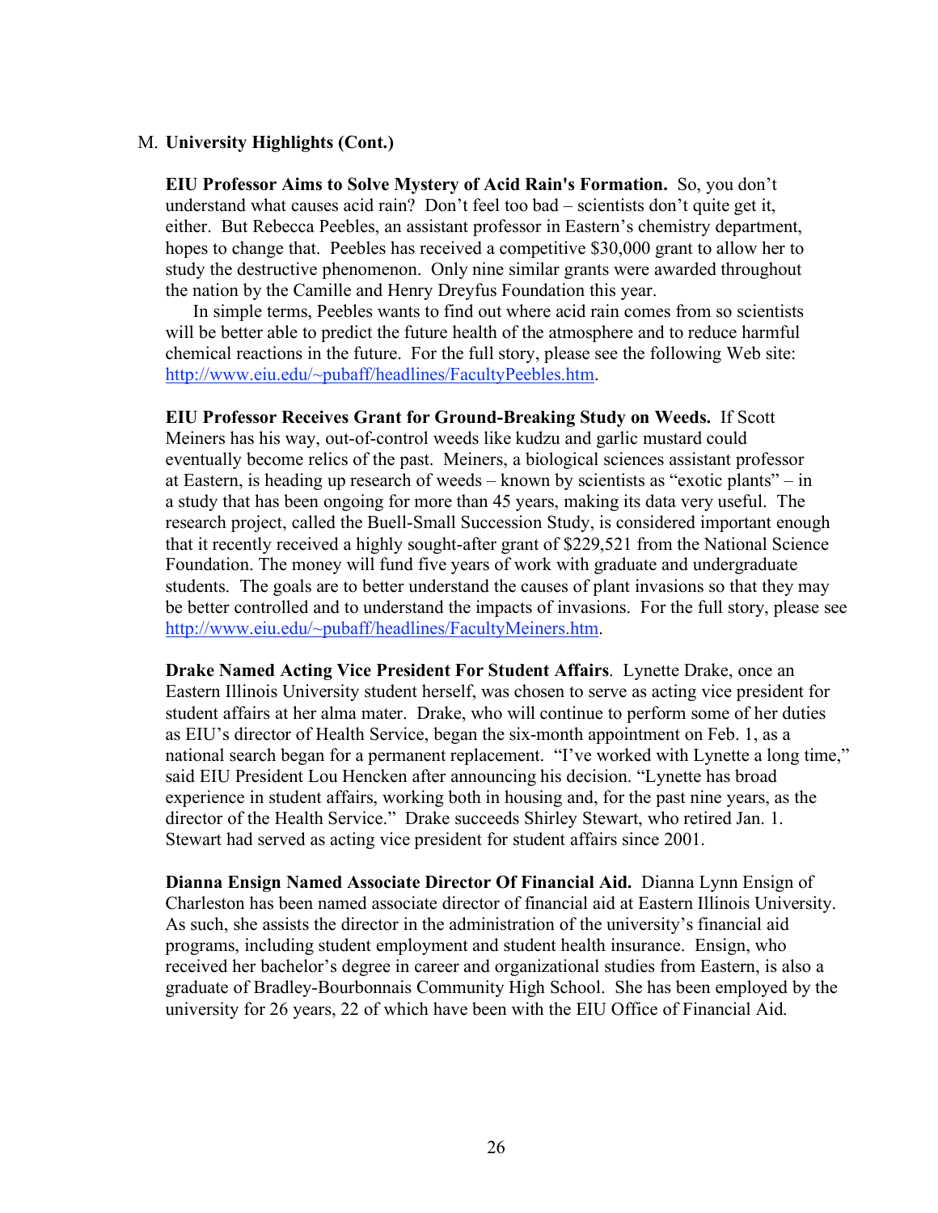M. **University Highlights (Cont.)**

**EIU Professor Aims to Solve Mystery of Acid Rain's Formation.** So, you don't understand what causes acid rain? Don't feel too bad – scientists don't quite get it, either. But Rebecca Peebles, an assistant professor in Eastern's chemistry department, hopes to change that. Peebles has received a competitive $30,000 grant to allow her to study the destructive phenomenon. Only nine similar grants were awarded throughout the nation by the Camille and Henry Dreyfus Foundation this year.

In simple terms, Peebles wants to find out where acid rain comes from so scientists will be better able to predict the future health of the atmosphere and to reduce harmful chemical reactions in the future. For the full story, please see the following Web site: http://www.eiu.edu/~pubaff/headlines/FacultyPeebles.htm.

**EIU Professor Receives Grant for Ground-Breaking Study on Weeds.** If Scott Meiners has his way, out-of-control weeds like kudzu and garlic mustard could eventually become relics of the past. Meiners, a biological sciences assistant professor at Eastern, is heading up research of weeds – known by scientists as "exotic plants" – in a study that has been ongoing for more than 45 years, making its data very useful. The research project, called the Buell-Small Succession Study, is considered important enough that it recently received a highly sought-after grant of $229,521 from the National Science Foundation. The money will fund five years of work with graduate and undergraduate students. The goals are to better understand the causes of plant invasions so that they may be better controlled and to understand the impacts of invasions. For the full story, please see http://www.eiu.edu/~pubaff/headlines/FacultyMeiners.htm.

**Drake Named Acting Vice President For Student Affairs**. Lynette Drake, once an Eastern Illinois University student herself, was chosen to serve as acting vice president for student affairs at her alma mater. Drake, who will continue to perform some of her duties as EIU's director of Health Service, began the six-month appointment on Feb. 1, as a national search began for a permanent replacement. "I've worked with Lynette a long time," said EIU President Lou Hencken after announcing his decision. "Lynette has broad experience in student affairs, working both in housing and, for the past nine years, as the director of the Health Service." Drake succeeds Shirley Stewart, who retired Jan. 1. Stewart had served as acting vice president for student affairs since 2001.

**Dianna Ensign Named Associate Director Of Financial Aid.** Dianna Lynn Ensign of Charleston has been named associate director of financial aid at Eastern Illinois University. As such, she assists the director in the administration of the university's financial aid programs, including student employment and student health insurance. Ensign, who received her bachelor's degree in career and organizational studies from Eastern, is also a graduate of Bradley-Bourbonnais Community High School. She has been employed by the university for 26 years, 22 of which have been with the EIU Office of Financial Aid.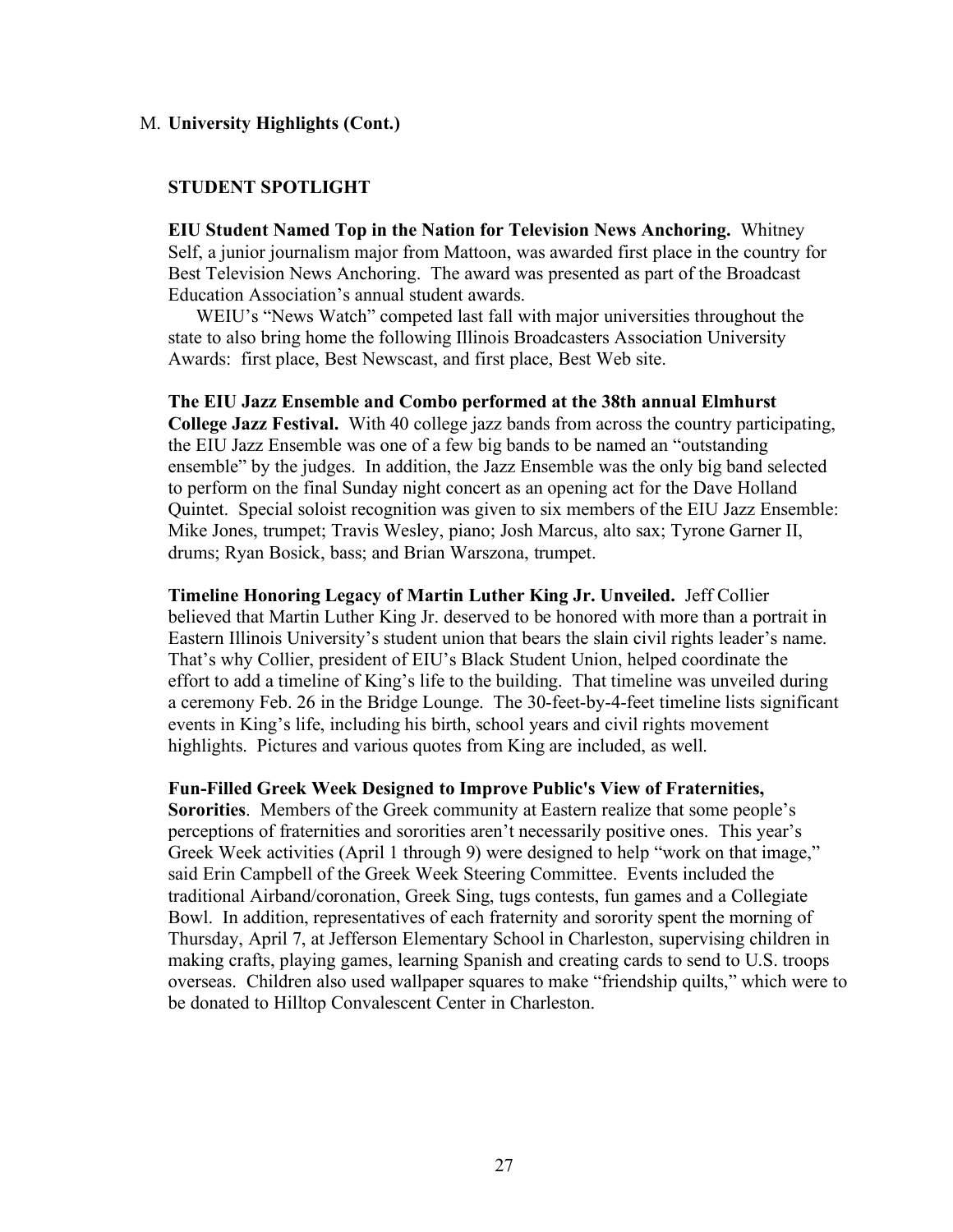M. **University Highlights (Cont.)**

## STUDENT SPOTLIGHT

**EIU Student Named Top in the Nation for Television News Anchoring.** Whitney Self, a junior journalism major from Mattoon, was awarded first place in the country for Best Television News Anchoring. The award was presented as part of the Broadcast Education Association's annual student awards.

WEIU's "News Watch" competed last fall with major universities throughout the state to also bring home the following Illinois Broadcasters Association University Awards: first place, Best Newscast, and first place, Best Web site.

**The EIU Jazz Ensemble and Combo performed at the 38th annual Elmhurst College Jazz Festival.** With 40 college jazz bands from across the country participating, the EIU Jazz Ensemble was one of a few big bands to be named an "outstanding ensemble" by the judges. In addition, the Jazz Ensemble was the only big band selected to perform on the final Sunday night concert as an opening act for the Dave Holland Quintet. Special soloist recognition was given to six members of the EIU Jazz Ensemble: Mike Jones, trumpet; Travis Wesley, piano; Josh Marcus, alto sax; Tyrone Garner II, drums; Ryan Bosick, bass; and Brian Warszona, trumpet.

**Timeline Honoring Legacy of Martin Luther King Jr. Unveiled.** Jeff Collier believed that Martin Luther King Jr. deserved to be honored with more than a portrait in Eastern Illinois University's student union that bears the slain civil rights leader's name. That's why Collier, president of EIU's Black Student Union, helped coordinate the effort to add a timeline of King's life to the building. That timeline was unveiled during a ceremony Feb. 26 in the Bridge Lounge. The 30-feet-by-4-feet timeline lists significant events in King's life, including his birth, school years and civil rights movement highlights. Pictures and various quotes from King are included, as well.

**Fun-Filled Greek Week Designed to Improve Public's View of Fraternities, Sororities**. Members of the Greek community at Eastern realize that some people's perceptions of fraternities and sororities aren't necessarily positive ones. This year's Greek Week activities (April 1 through 9) were designed to help "work on that image," said Erin Campbell of the Greek Week Steering Committee. Events included the traditional Airband/coronation, Greek Sing, tugs contests, fun games and a Collegiate Bowl. In addition, representatives of each fraternity and sorority spent the morning of Thursday, April 7, at Jefferson Elementary School in Charleston, supervising children in making crafts, playing games, learning Spanish and creating cards to send to U.S. troops overseas. Children also used wallpaper squares to make "friendship quilts," which were to be donated to Hilltop Convalescent Center in Charleston.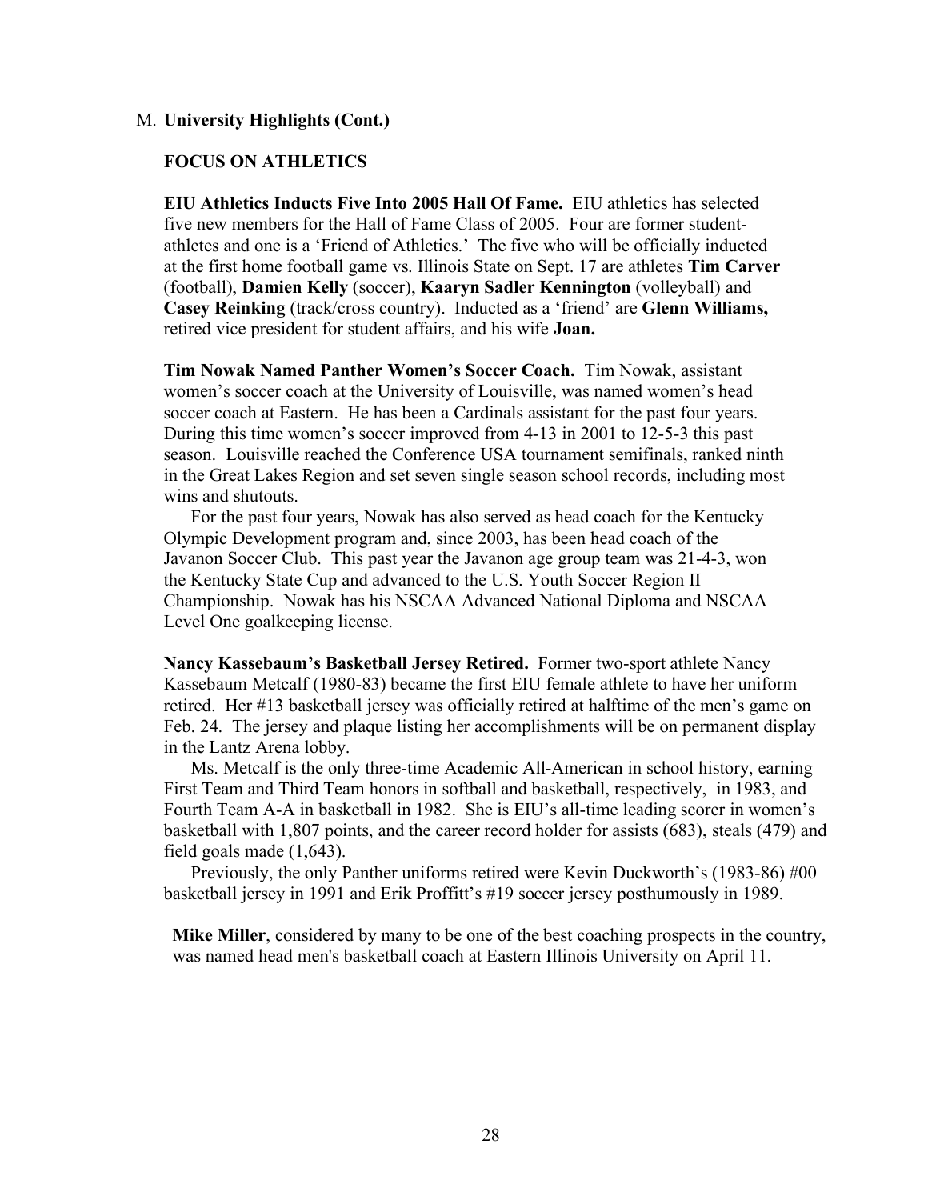M. **University Highlights (Cont.)**

**FOCUS ON ATHLETICS**

**EIU Athletics Inducts Five Into 2005 Hall Of Fame.** EIU athletics has selected five new members for the Hall of Fame Class of 2005. Four are former student-athletes and one is a 'Friend of Athletics.' The five who will be officially inducted at the first home football game vs. Illinois State on Sept. 17 are athletes **Tim Carver** (football), **Damien Kelly** (soccer), **Kaaryn Sadler Kennington** (volleyball) and **Casey Reinking** (track/cross country). Inducted as a 'friend' are **Glenn Williams,** retired vice president for student affairs, and his wife **Joan.**

**Tim Nowak Named Panther Women's Soccer Coach.** Tim Nowak, assistant women's soccer coach at the University of Louisville, was named women's head soccer coach at Eastern. He has been a Cardinals assistant for the past four years. During this time women's soccer improved from 4-13 in 2001 to 12-5-3 this past season. Louisville reached the Conference USA tournament semifinals, ranked ninth in the Great Lakes Region and set seven single season school records, including most wins and shutouts.

For the past four years, Nowak has also served as head coach for the Kentucky Olympic Development program and, since 2003, has been head coach of the Javanon Soccer Club. This past year the Javanon age group team was 21-4-3, won the Kentucky State Cup and advanced to the U.S. Youth Soccer Region II Championship. Nowak has his NSCAA Advanced National Diploma and NSCAA Level One goalkeeping license.

**Nancy Kassebaum's Basketball Jersey Retired.** Former two-sport athlete Nancy Kassebaum Metcalf (1980-83) became the first EIU female athlete to have her uniform retired. Her #13 basketball jersey was officially retired at halftime of the men's game on Feb. 24. The jersey and plaque listing her accomplishments will be on permanent display in the Lantz Arena lobby.

Ms. Metcalf is the only three-time Academic All-American in school history, earning First Team and Third Team honors in softball and basketball, respectively, in 1983, and Fourth Team A-A in basketball in 1982. She is EIU's all-time leading scorer in women's basketball with 1,807 points, and the career record holder for assists (683), steals (479) and field goals made (1,643).

Previously, the only Panther uniforms retired were Kevin Duckworth's (1983-86) #00 basketball jersey in 1991 and Erik Proffitt's #19 soccer jersey posthumously in 1989.

**Mike Miller**, considered by many to be one of the best coaching prospects in the country, was named head men's basketball coach at Eastern Illinois University on April 11.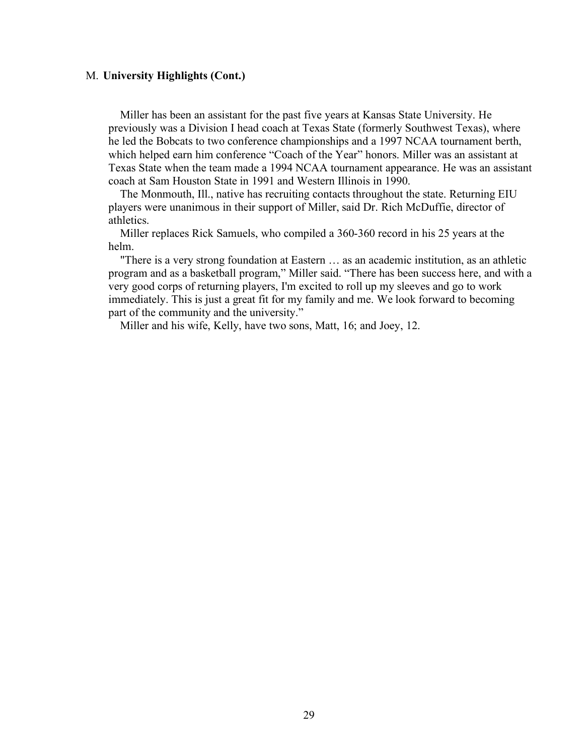M. **University Highlights (Cont.)**

Miller has been an assistant for the past five years at Kansas State University. He previously was a Division I head coach at Texas State (formerly Southwest Texas), where he led the Bobcats to two conference championships and a 1997 NCAA tournament berth, which helped earn him conference "Coach of the Year" honors. Miller was an assistant at Texas State when the team made a 1994 NCAA tournament appearance. He was an assistant coach at Sam Houston State in 1991 and Western Illinois in 1990.

The Monmouth, Ill., native has recruiting contacts throughout the state. Returning EIU players were unanimous in their support of Miller, said Dr. Rich McDuffie, director of athletics.

Miller replaces Rick Samuels, who compiled a 360-360 record in his 25 years at the helm.

"There is a very strong foundation at Eastern … as an academic institution, as an athletic program and as a basketball program," Miller said. "There has been success here, and with a very good corps of returning players, I'm excited to roll up my sleeves and go to work immediately. This is just a great fit for my family and me. We look forward to becoming part of the community and the university."

Miller and his wife, Kelly, have two sons, Matt, 16; and Joey, 12.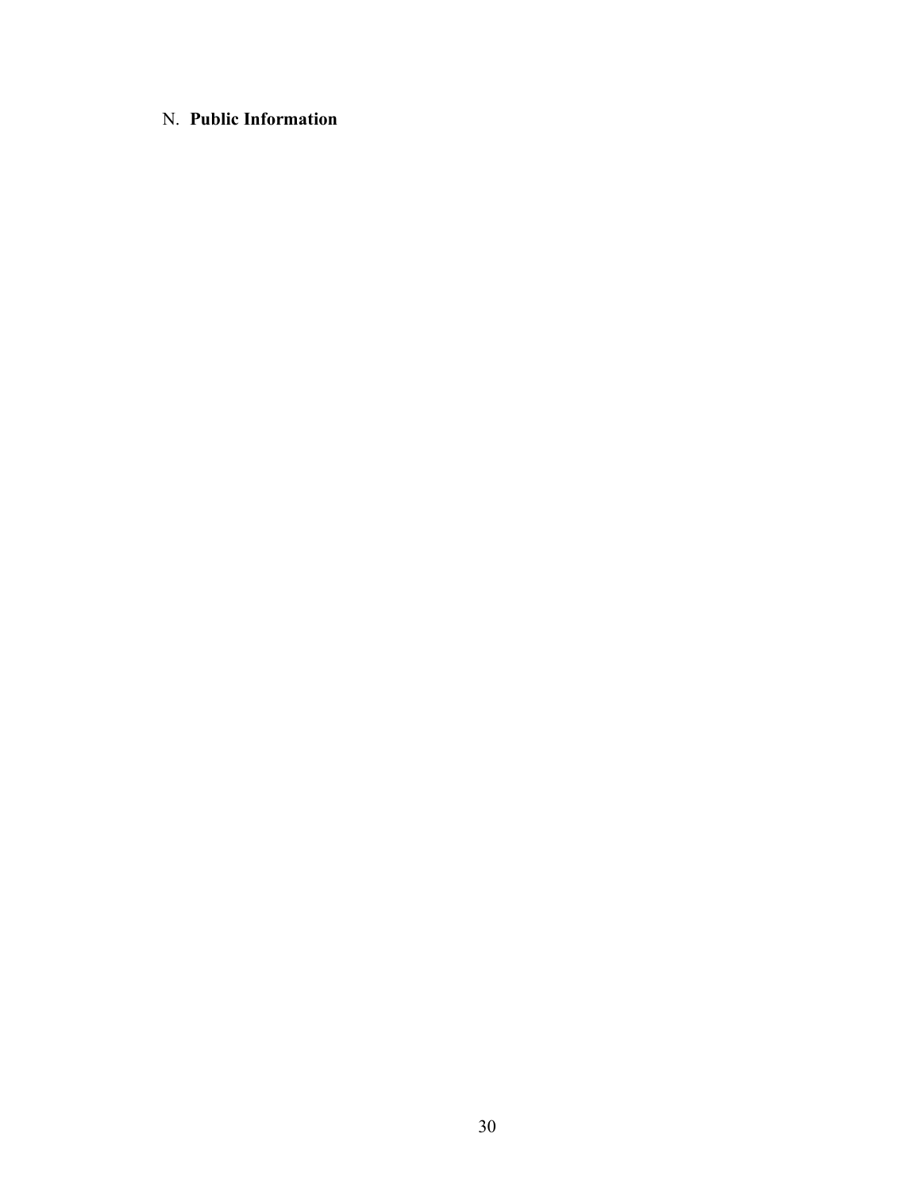N. **Public Information**